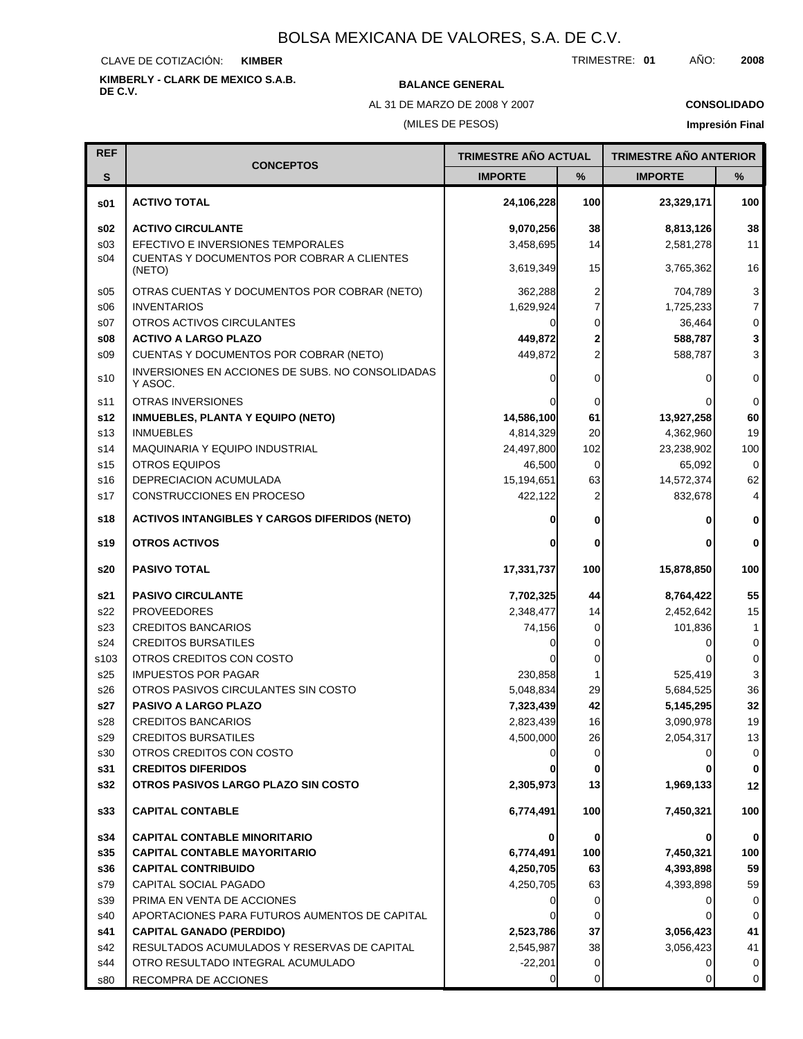# BOLSA MEXICANA DE VALORES, S.A. DE C.V.

CLAVE DE COTIZACIÓN: **KIMBER** TRIMESTRE: **01** AÑO: **2008**

**KIMBERLY - CLARK DE MEXICO S.A.B. DE C.V.**

**BALANCE GENERAL**

AL 31 DE MARZO DE 2008 Y 2007

(MILES DE PESOS)

**CONSOLIDADO**

**Impresión Final**

| REF S | CONCEPTOS | TRIMESTRE AÑO ACTUAL IMPORTE | % | TRIMESTRE AÑO ANTERIOR IMPORTE | % |
|---|---|---|---|---|---|
| **s01** | **ACTIVO TOTAL** | **24,106,228** | **100** | **23,329,171** | **100** |
| **s02** | **ACTIVO CIRCULANTE** | **9,070,256** | **38** | **8,813,126** | **38** |
| s03 | EFECTIVO E INVERSIONES TEMPORALES | 3,458,695 | 14 | 2,581,278 | 11 |
| s04 | CUENTAS Y DOCUMENTOS POR COBRAR A CLIENTES (NETO) | 3,619,349 | 15 | 3,765,362 | 16 |
| s05 | OTRAS CUENTAS Y DOCUMENTOS POR COBRAR (NETO) | 362,288 | 2 | 704,789 | 3 |
| s06 | INVENTARIOS | 1,629,924 | 7 | 1,725,233 | 7 |
| s07 | OTROS ACTIVOS CIRCULANTES | 0 | 0 | 36,464 | 0 |
| **s08** | **ACTIVO A LARGO PLAZO** | **449,872** | **2** | **588,787** | **3** |
| s09 | CUENTAS Y DOCUMENTOS POR COBRAR (NETO) | 449,872 | 2 | 588,787 | 3 |
| s10 | INVERSIONES EN ACCIONES DE SUBS. NO CONSOLIDADAS Y ASOC. | 0 | 0 | 0 | 0 |
| s11 | OTRAS INVERSIONES | 0 | 0 | 0 | 0 |
| **s12** | **INMUEBLES, PLANTA Y EQUIPO (NETO)** | **14,586,100** | **61** | **13,927,258** | **60** |
| s13 | INMUEBLES | 4,814,329 | 20 | 4,362,960 | 19 |
| s14 | MAQUINARIA Y EQUIPO INDUSTRIAL | 24,497,800 | 102 | 23,238,902 | 100 |
| s15 | OTROS EQUIPOS | 46,500 | 0 | 65,092 | 0 |
| s16 | DEPRECIACION ACUMULADA | 15,194,651 | 63 | 14,572,374 | 62 |
| s17 | CONSTRUCCIONES EN PROCESO | 422,122 | 2 | 832,678 | 4 |
| **s18** | **ACTIVOS INTANGIBLES Y CARGOS DIFERIDOS (NETO)** | **0** | **0** | **0** | **0** |
| **s19** | **OTROS ACTIVOS** | **0** | **0** | **0** | **0** |
| **s20** | **PASIVO TOTAL** | **17,331,737** | **100** | **15,878,850** | **100** |
| **s21** | **PASIVO CIRCULANTE** | **7,702,325** | **44** | **8,764,422** | **55** |
| s22 | PROVEEDORES | 2,348,477 | 14 | 2,452,642 | 15 |
| s23 | CREDITOS BANCARIOS | 74,156 | 0 | 101,836 | 1 |
| s24 | CREDITOS BURSATILES | 0 | 0 | 0 | 0 |
| s103 | OTROS CREDITOS CON COSTO | 0 | 0 | 0 | 0 |
| s25 | IMPUESTOS POR PAGAR | 230,858 | 1 | 525,419 | 3 |
| s26 | OTROS PASIVOS CIRCULANTES SIN COSTO | 5,048,834 | 29 | 5,684,525 | 36 |
| **s27** | **PASIVO A LARGO PLAZO** | **7,323,439** | **42** | **5,145,295** | **32** |
| s28 | CREDITOS BANCARIOS | 2,823,439 | 16 | 3,090,978 | 19 |
| s29 | CREDITOS BURSATILES | 4,500,000 | 26 | 2,054,317 | 13 |
| s30 | OTROS CREDITOS CON COSTO | 0 | 0 | 0 | 0 |
| **s31** | **CREDITOS DIFERIDOS** | **0** | **0** | **0** | **0** |
| **s32** | **OTROS PASIVOS LARGO PLAZO SIN COSTO** | **2,305,973** | **13** | **1,969,133** | **12** |
| **s33** | **CAPITAL CONTABLE** | **6,774,491** | **100** | **7,450,321** | **100** |
| **s34** | **CAPITAL CONTABLE MINORITARIO** | **0** | **0** | **0** | **0** |
| **s35** | **CAPITAL CONTABLE MAYORITARIO** | **6,774,491** | **100** | **7,450,321** | **100** |
| **s36** | **CAPITAL CONTRIBUIDO** | **4,250,705** | **63** | **4,393,898** | **59** |
| s79 | CAPITAL SOCIAL PAGADO | 4,250,705 | 63 | 4,393,898 | 59 |
| s39 | PRIMA EN VENTA DE ACCIONES | 0 | 0 | 0 | 0 |
| s40 | APORTACIONES PARA FUTUROS AUMENTOS DE CAPITAL | 0 | 0 | 0 | 0 |
| **s41** | **CAPITAL GANADO (PERDIDO)** | **2,523,786** | **37** | **3,056,423** | **41** |
| s42 | RESULTADOS ACUMULADOS Y RESERVAS DE CAPITAL | 2,545,987 | 38 | 3,056,423 | 41 |
| s44 | OTRO RESULTADO INTEGRAL ACUMULADO | -22,201 | 0 | 0 | 0 |
| s80 | RECOMPRA DE ACCIONES | 0 | 0 | 0 | 0 |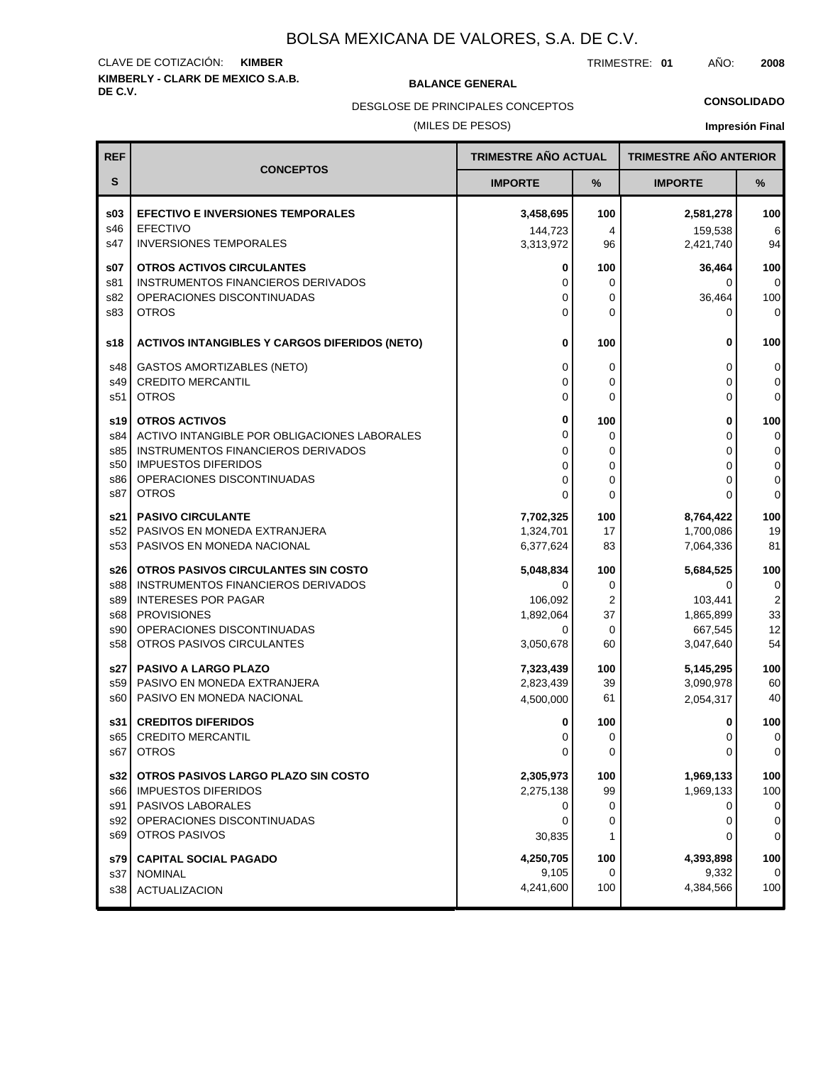# BOLSA MEXICANA DE VALORES, S.A. DE C.V.

CLAVE DE COTIZACIÓN: **KIMBER**

TRIMESTRE: **01** AÑO: **2008**

**KIMBERLY - CLARK DE MEXICO S.A.B. DE C.V.**

**BALANCE GENERAL**

DESGLOSE DE PRINCIPALES CONCEPTOS

(MILES DE PESOS)

**CONSOLIDADO**

**Impresión Final**

| REF S | CONCEPTOS | TRIMESTRE AÑO ACTUAL IMPORTE | % | TRIMESTRE AÑO ANTERIOR IMPORTE | % |
|---|---|---|---|---|---|
| **s03** | **EFECTIVO E INVERSIONES TEMPORALES** | **3,458,695** | **100** | **2,581,278** | **100** |
| s46 | EFECTIVO | 144,723 | 4 | 159,538 | 6 |
| s47 | INVERSIONES TEMPORALES | 3,313,972 | 96 | 2,421,740 | 94 |
| **s07** | **OTROS ACTIVOS CIRCULANTES** | **0** | **100** | **36,464** | **100** |
| s81 | INSTRUMENTOS FINANCIEROS DERIVADOS | 0 | 0 | 0 | 0 |
| s82 | OPERACIONES DISCONTINUADAS | 0 | 0 | 36,464 | 100 |
| s83 | OTROS | 0 | 0 | 0 | 0 |
| **s18** | **ACTIVOS INTANGIBLES Y CARGOS DIFERIDOS (NETO)** | **0** | **100** | **0** | **100** |
| s48 | GASTOS AMORTIZABLES (NETO) | 0 | 0 | 0 | 0 |
| s49 | CREDITO MERCANTIL | 0 | 0 | 0 | 0 |
| s51 | OTROS | 0 | 0 | 0 | 0 |
| **s19** | **OTROS ACTIVOS** | **0** | **100** | **0** | **100** |
| s84 | ACTIVO INTANGIBLE POR OBLIGACIONES LABORALES | 0 | 0 | 0 | 0 |
| s85 | INSTRUMENTOS FINANCIEROS DERIVADOS | 0 | 0 | 0 | 0 |
| s50 | IMPUESTOS DIFERIDOS | 0 | 0 | 0 | 0 |
| s86 | OPERACIONES DISCONTINUADAS | 0 | 0 | 0 | 0 |
| s87 | OTROS | 0 | 0 | 0 | 0 |
| **s21** | **PASIVO CIRCULANTE** | **7,702,325** | **100** | **8,764,422** | **100** |
| s52 | PASIVOS EN MONEDA EXTRANJERA | 1,324,701 | 17 | 1,700,086 | 19 |
| s53 | PASIVOS EN MONEDA NACIONAL | 6,377,624 | 83 | 7,064,336 | 81 |
| **s26** | **OTROS PASIVOS CIRCULANTES SIN COSTO** | **5,048,834** | **100** | **5,684,525** | **100** |
| s88 | INSTRUMENTOS FINANCIEROS DERIVADOS | 0 | 0 | 0 | 0 |
| s89 | INTERESES POR PAGAR | 106,092 | 2 | 103,441 | 2 |
| s68 | PROVISIONES | 1,892,064 | 37 | 1,865,899 | 33 |
| s90 | OPERACIONES DISCONTINUADAS | 0 | 0 | 667,545 | 12 |
| s58 | OTROS PASIVOS CIRCULANTES | 3,050,678 | 60 | 3,047,640 | 54 |
| **s27** | **PASIVO A LARGO PLAZO** | **7,323,439** | **100** | **5,145,295** | **100** |
| s59 | PASIVO EN MONEDA EXTRANJERA | 2,823,439 | 39 | 3,090,978 | 60 |
| s60 | PASIVO EN MONEDA NACIONAL | 4,500,000 | 61 | 2,054,317 | 40 |
| **s31** | **CREDITOS DIFERIDOS** | **0** | **100** | **0** | **100** |
| s65 | CREDITO MERCANTIL | 0 | 0 | 0 | 0 |
| s67 | OTROS | 0 | 0 | 0 | 0 |
| **s32** | **OTROS PASIVOS LARGO PLAZO SIN COSTO** | **2,305,973** | **100** | **1,969,133** | **100** |
| s66 | IMPUESTOS DIFERIDOS | 2,275,138 | 99 | 1,969,133 | 100 |
| s91 | PASIVOS LABORALES | 0 | 0 | 0 | 0 |
| s92 | OPERACIONES DISCONTINUADAS | 0 | 0 | 0 | 0 |
| s69 | OTROS PASIVOS | 30,835 | 1 | 0 | 0 |
| **s79** | **CAPITAL SOCIAL PAGADO** | **4,250,705** | **100** | **4,393,898** | **100** |
| s37 | NOMINAL | 9,105 | 0 | 9,332 | 0 |
| s38 | ACTUALIZACION | 4,241,600 | 100 | 4,384,566 | 100 |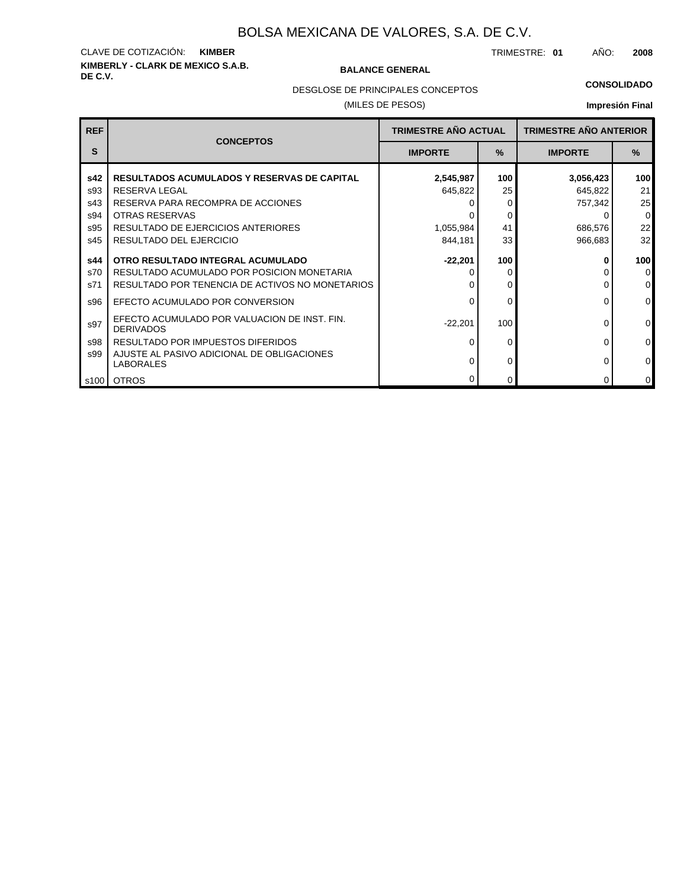# BOLSA MEXICANA DE VALORES, S.A. DE C.V.

CLAVE DE COTIZACIÓN: **KIMBER**

TRIMESTRE: **01** AÑO: **2008**

**KIMBERLY - CLARK DE MEXICO S.A.B. DE C.V.**

**BALANCE GENERAL**

DESGLOSE DE PRINCIPALES CONCEPTOS

(MILES DE PESOS)

**CONSOLIDADO**

**Impresión Final**

| REF S | CONCEPTOS | TRIMESTRE AÑO ACTUAL | | TRIMESTRE AÑO ANTERIOR | |
|---|---|---|---|---|---|
| | | IMPORTE | % | IMPORTE | % |
| **s42** | **RESULTADOS ACUMULADOS Y RESERVAS DE CAPITAL** | **2,545,987** | **100** | **3,056,423** | **100** |
| s93 | RESERVA LEGAL | 645,822 | 25 | 645,822 | 21 |
| s43 | RESERVA PARA RECOMPRA DE ACCIONES | 0 | 0 | 757,342 | 25 |
| s94 | OTRAS RESERVAS | 0 | 0 | 0 | 0 |
| s95 | RESULTADO DE EJERCICIOS ANTERIORES | 1,055,984 | 41 | 686,576 | 22 |
| s45 | RESULTADO DEL EJERCICIO | 844,181 | 33 | 966,683 | 32 |
| **s44** | **OTRO RESULTADO INTEGRAL ACUMULADO** | **-22,201** | **100** | **0** | **100** |
| s70 | RESULTADO ACUMULADO POR POSICION MONETARIA | 0 | 0 | 0 | 0 |
| s71 | RESULTADO POR TENENCIA DE ACTIVOS NO MONETARIOS | 0 | 0 | 0 | 0 |
| s96 | EFECTO ACUMULADO POR CONVERSION | 0 | 0 | 0 | 0 |
| s97 | EFECTO ACUMULADO POR VALUACION DE INST. FIN. DERIVADOS | -22,201 | 100 | 0 | 0 |
| s98 | RESULTADO POR IMPUESTOS DIFERIDOS | 0 | 0 | 0 | 0 |
| s99 | AJUSTE AL PASIVO ADICIONAL DE OBLIGACIONES LABORALES | 0 | 0 | 0 | 0 |
| s100 | OTROS | 0 | 0 | 0 | 0 |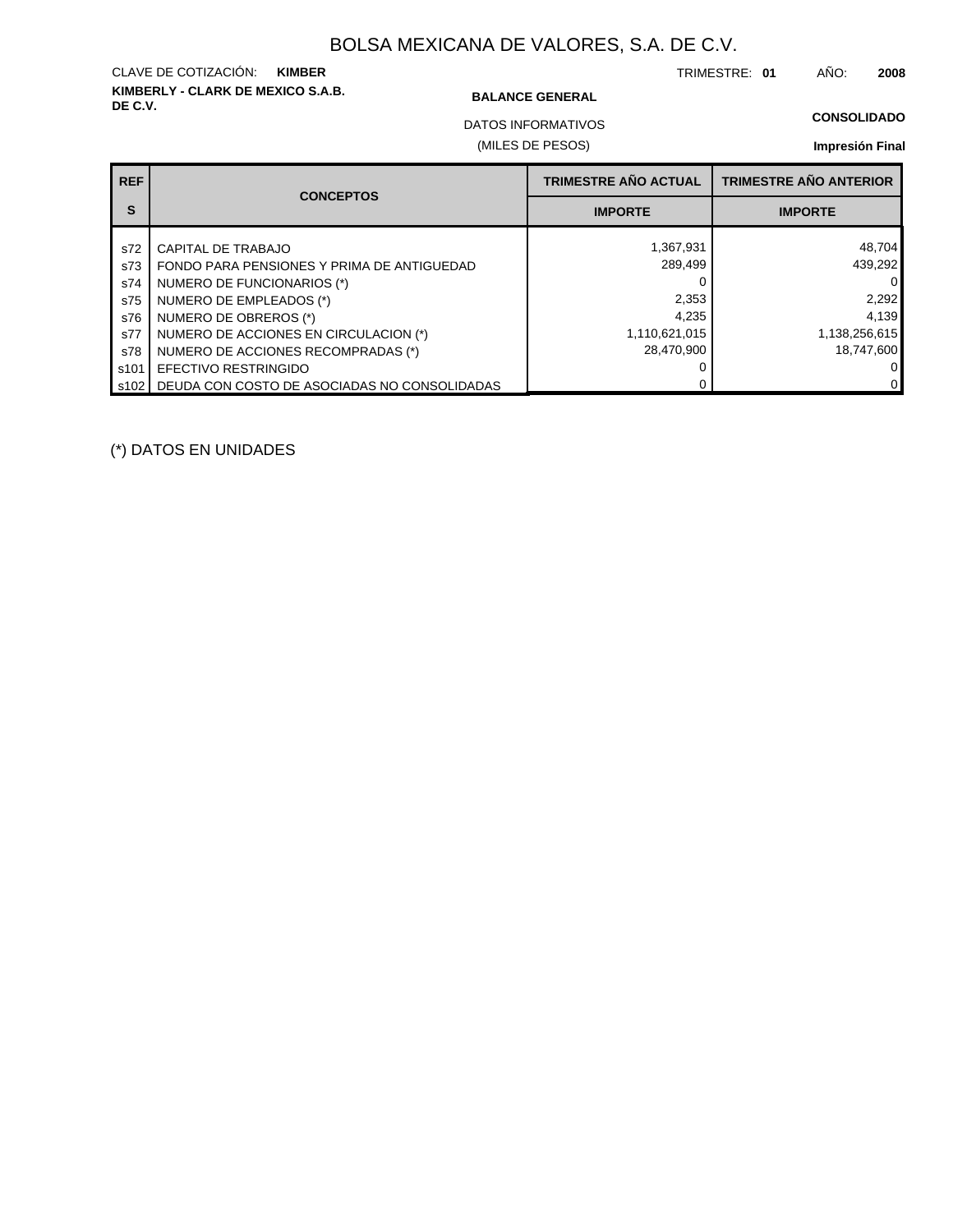# BOLSA MEXICANA DE VALORES, S.A. DE C.V.

CLAVE DE COTIZACIÓN: **KIMBER**

TRIMESTRE: **01** AÑO: **2008**

**KIMBERLY - CLARK DE MEXICO S.A.B. DE C.V.**

**BALANCE GENERAL**

DATOS INFORMATIVOS

(MILES DE PESOS)

**CONSOLIDADO**

**Impresión Final**

| REF S | CONCEPTOS | TRIMESTRE AÑO ACTUAL IMPORTE | TRIMESTRE AÑO ANTERIOR IMPORTE |
|---|---|---|---|
| s72 | CAPITAL DE TRABAJO | 1,367,931 | 48,704 |
| s73 | FONDO PARA PENSIONES Y PRIMA DE ANTIGUEDAD | 289,499 | 439,292 |
| s74 | NUMERO DE FUNCIONARIOS (*) | 0 | 0 |
| s75 | NUMERO DE EMPLEADOS (*) | 2,353 | 2,292 |
| s76 | NUMERO DE OBREROS (*) | 4,235 | 4,139 |
| s77 | NUMERO DE ACCIONES EN CIRCULACION (*) | 1,110,621,015 | 1,138,256,615 |
| s78 | NUMERO DE ACCIONES RECOMPRADAS (*) | 28,470,900 | 18,747,600 |
| s101 | EFECTIVO RESTRINGIDO | 0 | 0 |
| s102 | DEUDA CON COSTO DE ASOCIADAS NO CONSOLIDADAS | 0 | 0 |

(*) DATOS EN UNIDADES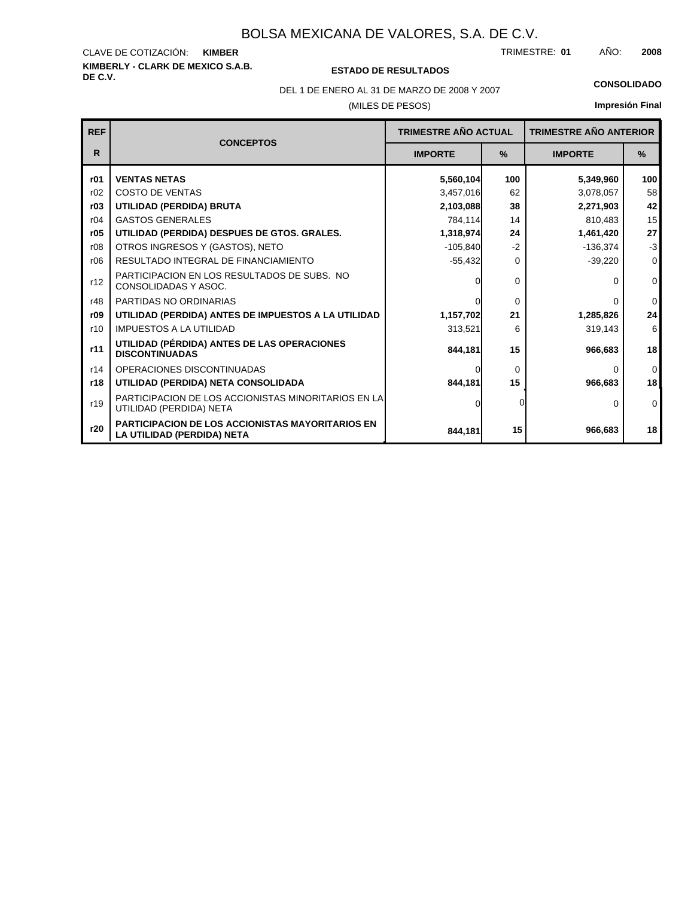# BOLSA MEXICANA DE VALORES, S.A. DE C.V.

CLAVE DE COTIZACIÓN: **KIMBER**

TRIMESTRE: **01** AÑO: **2008**

**KIMBERLY - CLARK DE MEXICO S.A.B. DE C.V.**

**ESTADO DE RESULTADOS**

DEL 1 DE ENERO AL 31 DE MARZO DE 2008 Y 2007

(MILES DE PESOS)

**CONSOLIDADO**

**Impresión Final**

| REF R | CONCEPTOS | TRIMESTRE AÑO ACTUAL IMPORTE | % | TRIMESTRE AÑO ANTERIOR IMPORTE | % |
|---|---|---|---|---|---|
| **r01** | **VENTAS NETAS** | **5,560,104** | **100** | **5,349,960** | **100** |
| r02 | COSTO DE VENTAS | 3,457,016 | 62 | 3,078,057 | 58 |
| **r03** | **UTILIDAD (PERDIDA) BRUTA** | **2,103,088** | **38** | **2,271,903** | **42** |
| r04 | GASTOS GENERALES | 784,114 | 14 | 810,483 | 15 |
| **r05** | **UTILIDAD (PERDIDA) DESPUES DE GTOS. GRALES.** | **1,318,974** | **24** | **1,461,420** | **27** |
| r08 | OTROS INGRESOS Y (GASTOS), NETO | -105,840 | -2 | -136,374 | -3 |
| r06 | RESULTADO INTEGRAL DE FINANCIAMIENTO | -55,432 | 0 | -39,220 | 0 |
| r12 | PARTICIPACION EN LOS RESULTADOS DE SUBS. NO CONSOLIDADAS Y ASOC. | 0 | 0 | 0 | 0 |
| r48 | PARTIDAS NO ORDINARIAS | 0 | 0 | 0 | 0 |
| **r09** | **UTILIDAD (PERDIDA) ANTES DE IMPUESTOS A LA UTILIDAD** | **1,157,702** | **21** | **1,285,826** | **24** |
| r10 | IMPUESTOS A LA UTILIDAD | 313,521 | 6 | 319,143 | 6 |
| **r11** | **UTILIDAD (PÉRDIDA) ANTES DE LAS OPERACIONES DISCONTINUADAS** | **844,181** | **15** | **966,683** | **18** |
| r14 | OPERACIONES DISCONTINUADAS | 0 | 0 | 0 | 0 |
| **r18** | **UTILIDAD (PERDIDA) NETA CONSOLIDADA** | **844,181** | **15** | **966,683** | **18** |
| r19 | PARTICIPACION DE LOS ACCIONISTAS MINORITARIOS EN LA UTILIDAD (PERDIDA) NETA | 0 | 0 | 0 | 0 |
| **r20** | **PARTICIPACION DE LOS ACCIONISTAS MAYORITARIOS EN LA UTILIDAD (PERDIDA) NETA** | **844,181** | **15** | **966,683** | **18** |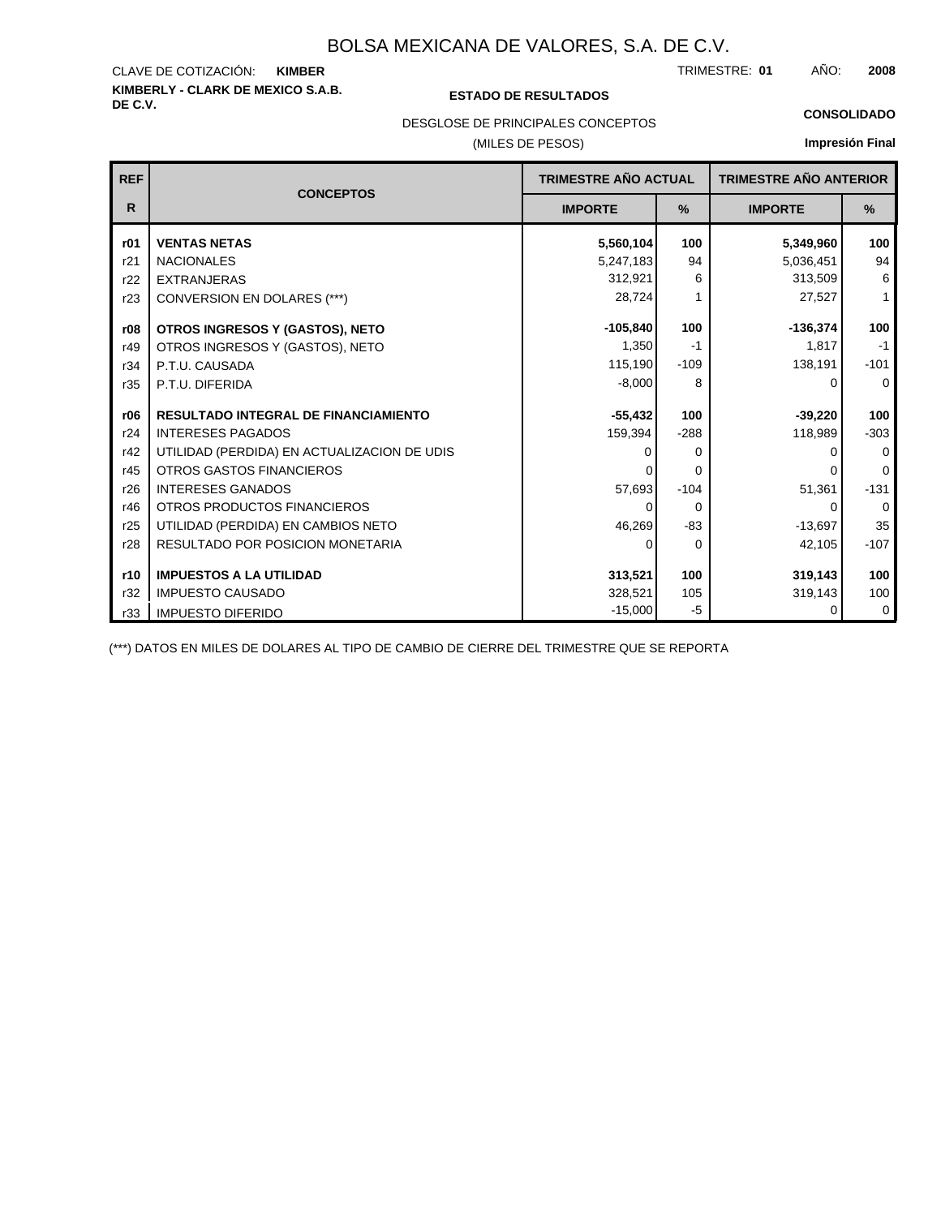# BOLSA MEXICANA DE VALORES, S.A. DE C.V.

CLAVE DE COTIZACIÓN: **KIMBER**

TRIMESTRE: **01** AÑO: **2008**

**KIMBERLY - CLARK DE MEXICO S.A.B. DE C.V.**

**ESTADO DE RESULTADOS**

DESGLOSE DE PRINCIPALES CONCEPTOS

(MILES DE PESOS)

**CONSOLIDADO**

**Impresión Final**

| REF R | CONCEPTOS | TRIMESTRE AÑO ACTUAL IMPORTE | % | TRIMESTRE AÑO ANTERIOR IMPORTE | % |
|---|---|---|---|---|---|
| **r01** | **VENTAS NETAS** | **5,560,104** | **100** | **5,349,960** | **100** |
| r21 | NACIONALES | 5,247,183 | 94 | 5,036,451 | 94 |
| r22 | EXTRANJERAS | 312,921 | 6 | 313,509 | 6 |
| r23 | CONVERSION EN DOLARES (***) | 28,724 | 1 | 27,527 | 1 |
| **r08** | **OTROS INGRESOS Y (GASTOS), NETO** | **-105,840** | **100** | **-136,374** | **100** |
| r49 | OTROS INGRESOS Y (GASTOS), NETO | 1,350 | -1 | 1,817 | -1 |
| r34 | P.T.U. CAUSADA | 115,190 | -109 | 138,191 | -101 |
| r35 | P.T.U. DIFERIDA | -8,000 | 8 | 0 | 0 |
| **r06** | **RESULTADO INTEGRAL DE FINANCIAMIENTO** | **-55,432** | **100** | **-39,220** | **100** |
| r24 | INTERESES PAGADOS | 159,394 | -288 | 118,989 | -303 |
| r42 | UTILIDAD (PERDIDA) EN ACTUALIZACION DE UDIS | 0 | 0 | 0 | 0 |
| r45 | OTROS GASTOS FINANCIEROS | 0 | 0 | 0 | 0 |
| r26 | INTERESES GANADOS | 57,693 | -104 | 51,361 | -131 |
| r46 | OTROS PRODUCTOS FINANCIEROS | 0 | 0 | 0 | 0 |
| r25 | UTILIDAD (PERDIDA) EN CAMBIOS NETO | 46,269 | -83 | -13,697 | 35 |
| r28 | RESULTADO POR POSICION MONETARIA | 0 | 0 | 42,105 | -107 |
| **r10** | **IMPUESTOS A LA UTILIDAD** | **313,521** | **100** | **319,143** | **100** |
| r32 | IMPUESTO CAUSADO | 328,521 | 105 | 319,143 | 100 |
| r33 | IMPUESTO DIFERIDO | -15,000 | -5 | 0 | 0 |

(***) DATOS EN MILES DE DOLARES AL TIPO DE CAMBIO DE CIERRE DEL TRIMESTRE QUE SE REPORTA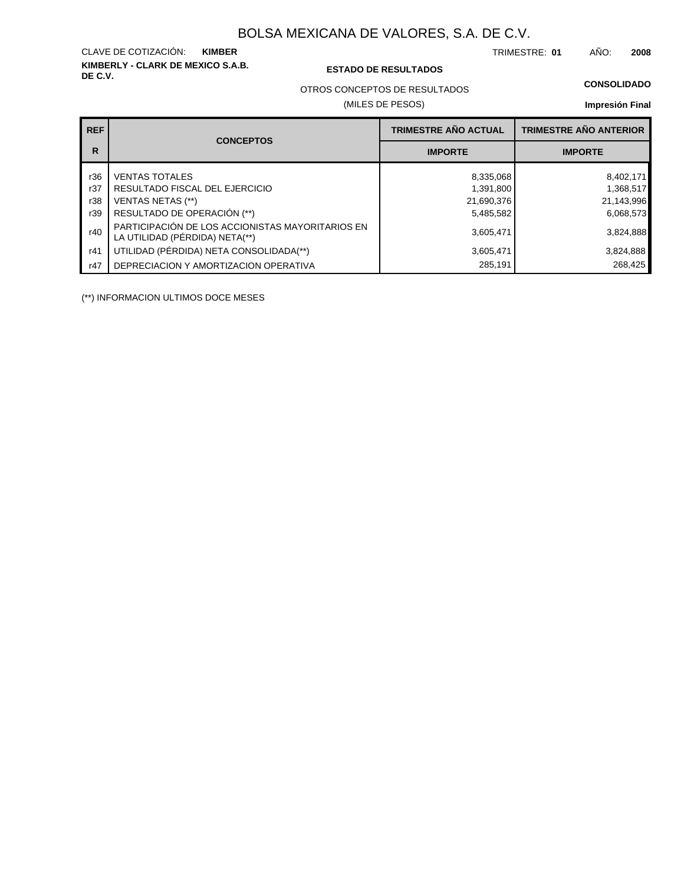# BOLSA MEXICANA DE VALORES, S.A. DE C.V.

CLAVE DE COTIZACIÓN: **KIMBER** TRIMESTRE: **01** AÑO: **2008**

**KIMBERLY - CLARK DE MEXICO S.A.B. DE C.V.**

**ESTADO DE RESULTADOS**

**CONSOLIDADO**

OTROS CONCEPTOS DE RESULTADOS

(MILES DE PESOS)

**Impresión Final**

| REF R | CONCEPTOS | TRIMESTRE AÑO ACTUAL IMPORTE | TRIMESTRE AÑO ANTERIOR IMPORTE |
|---|---|---|---|
| r36 | VENTAS TOTALES | 8,335,068 | 8,402,171 |
| r37 | RESULTADO FISCAL DEL EJERCICIO | 1,391,800 | 1,368,517 |
| r38 | VENTAS NETAS (**) | 21,690,376 | 21,143,996 |
| r39 | RESULTADO DE OPERACIÓN (**) | 5,485,582 | 6,068,573 |
| r40 | PARTICIPACIÓN DE LOS ACCIONISTAS MAYORITARIOS EN LA UTILIDAD (PÉRDIDA) NETA(**) | 3,605,471 | 3,824,888 |
| r41 | UTILIDAD (PÉRDIDA) NETA CONSOLIDADA(**) | 3,605,471 | 3,824,888 |
| r47 | DEPRECIACION Y AMORTIZACION OPERATIVA | 285,191 | 268,425 |

(**) INFORMACION ULTIMOS DOCE MESES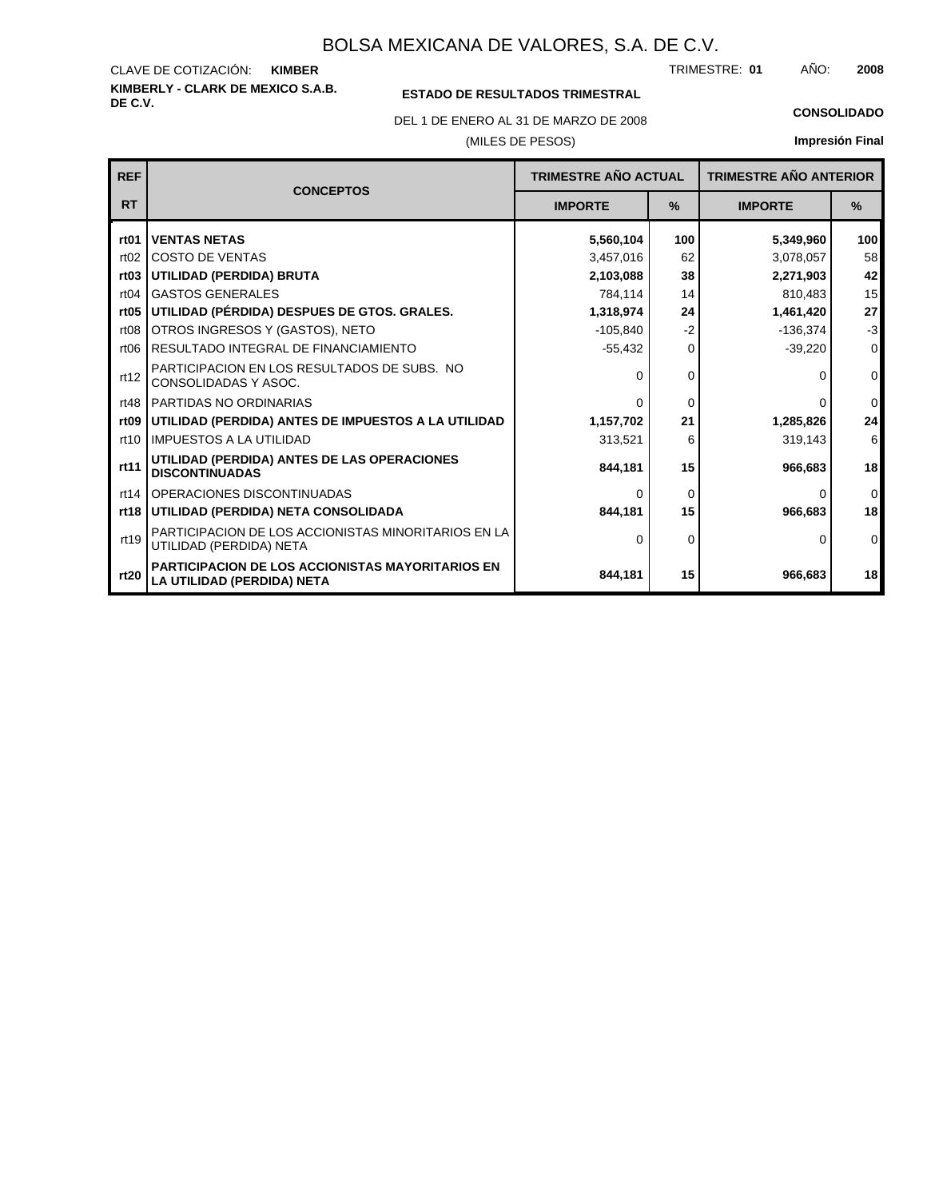# BOLSA MEXICANA DE VALORES, S.A. DE C.V.

CLAVE DE COTIZACIÓN: **KIMBER**

TRIMESTRE: **01** AÑO: **2008**

**KIMBERLY - CLARK DE MEXICO S.A.B. DE C.V.**

**ESTADO DE RESULTADOS TRIMESTRAL**

DEL 1 DE ENERO AL 31 DE MARZO DE 2008

(MILES DE PESOS)

**CONSOLIDADO**

**Impresión Final**

| REF RT | CONCEPTOS | TRIMESTRE AÑO ACTUAL | | TRIMESTRE AÑO ANTERIOR | |
|---|---|---|---|---|---|
| | | IMPORTE | % | IMPORTE | % |
| **rt01** | **VENTAS NETAS** | **5,560,104** | **100** | **5,349,960** | **100** |
| rt02 | COSTO DE VENTAS | 3,457,016 | 62 | 3,078,057 | 58 |
| **rt03** | **UTILIDAD (PERDIDA) BRUTA** | **2,103,088** | **38** | **2,271,903** | **42** |
| rt04 | GASTOS GENERALES | 784,114 | 14 | 810,483 | 15 |
| **rt05** | **UTILIDAD (PÉRDIDA) DESPUES DE GTOS. GRALES.** | **1,318,974** | **24** | **1,461,420** | **27** |
| rt08 | OTROS INGRESOS Y (GASTOS), NETO | -105,840 | -2 | -136,374 | -3 |
| rt06 | RESULTADO INTEGRAL DE FINANCIAMIENTO | -55,432 | 0 | -39,220 | 0 |
| rt12 | PARTICIPACION EN LOS RESULTADOS DE SUBS. NO CONSOLIDADAS Y ASOC. | 0 | 0 | 0 | 0 |
| rt48 | PARTIDAS NO ORDINARIAS | 0 | 0 | 0 | 0 |
| **rt09** | **UTILIDAD (PERDIDA) ANTES DE IMPUESTOS A LA UTILIDAD** | **1,157,702** | **21** | **1,285,826** | **24** |
| rt10 | IMPUESTOS A LA UTILIDAD | 313,521 | 6 | 319,143 | 6 |
| **rt11** | **UTILIDAD (PERDIDA) ANTES DE LAS OPERACIONES DISCONTINUADAS** | **844,181** | **15** | **966,683** | **18** |
| rt14 | OPERACIONES DISCONTINUADAS | 0 | 0 | 0 | 0 |
| **rt18** | **UTILIDAD (PERDIDA) NETA CONSOLIDADA** | **844,181** | **15** | **966,683** | **18** |
| rt19 | PARTICIPACION DE LOS ACCIONISTAS MINORITARIOS EN LA UTILIDAD (PERDIDA) NETA | 0 | 0 | 0 | 0 |
| **rt20** | **PARTICIPACION DE LOS ACCIONISTAS MAYORITARIOS EN LA UTILIDAD (PERDIDA) NETA** | **844,181** | **15** | **966,683** | **18** |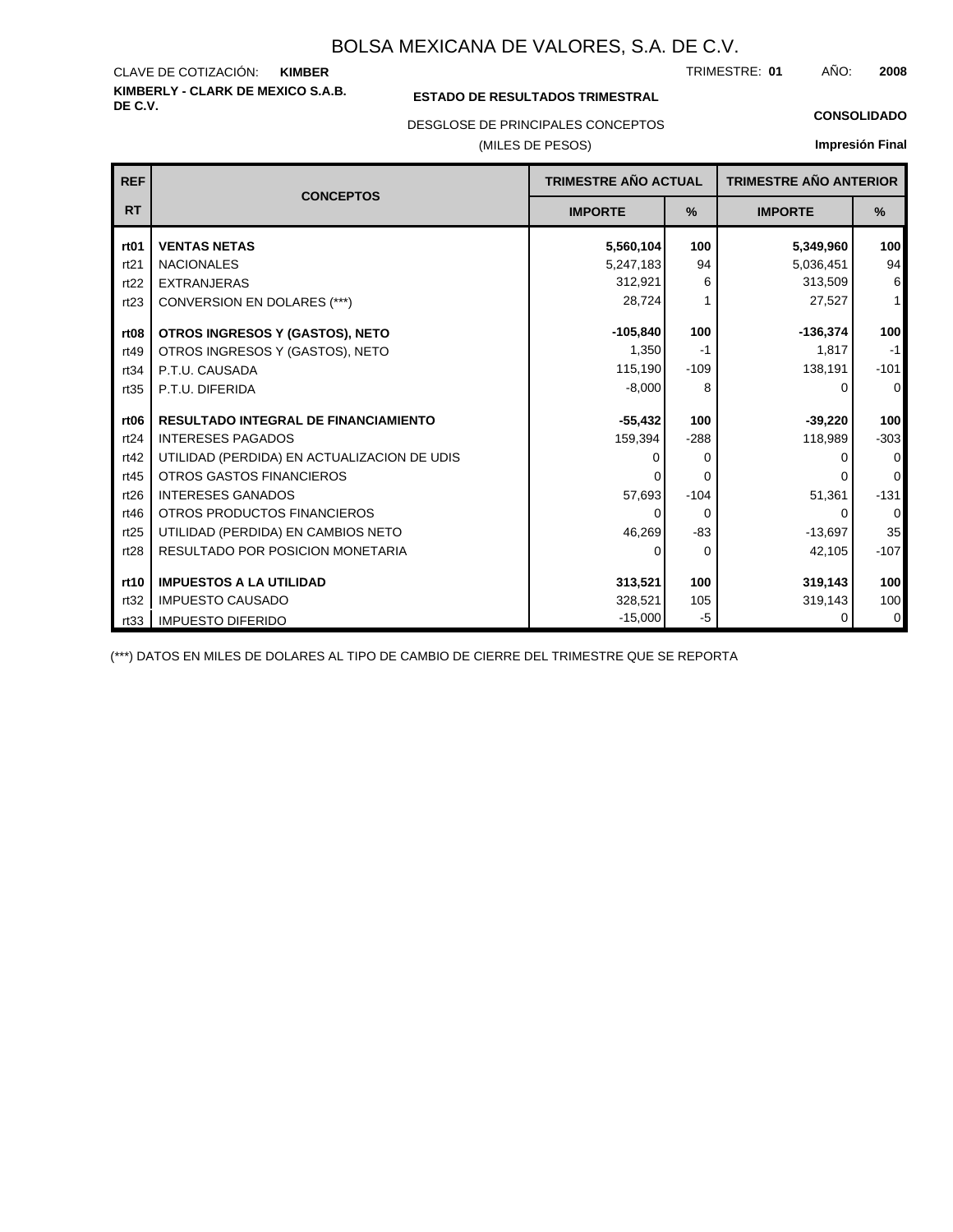# BOLSA MEXICANA DE VALORES, S.A. DE C.V.

CLAVE DE COTIZACIÓN: **KIMBER**

TRIMESTRE: **01** AÑO: **2008**

**KIMBERLY - CLARK DE MEXICO S.A.B. DE C.V.**

**ESTADO DE RESULTADOS TRIMESTRAL**

**CONSOLIDADO**

DESGLOSE DE PRINCIPALES CONCEPTOS

(MILES DE PESOS)

**Impresión Final**

| REF RT | CONCEPTOS | TRIMESTRE AÑO ACTUAL IMPORTE | % | TRIMESTRE AÑO ANTERIOR IMPORTE | % |
|---|---|---|---|---|---|
| **rt01** | **VENTAS NETAS** | **5,560,104** | **100** | **5,349,960** | **100** |
| rt21 | NACIONALES | 5,247,183 | 94 | 5,036,451 | 94 |
| rt22 | EXTRANJERAS | 312,921 | 6 | 313,509 | 6 |
| rt23 | CONVERSION EN DOLARES (***) | 28,724 | 1 | 27,527 | 1 |
| **rt08** | **OTROS INGRESOS Y (GASTOS), NETO** | **-105,840** | **100** | **-136,374** | **100** |
| rt49 | OTROS INGRESOS Y (GASTOS), NETO | 1,350 | -1 | 1,817 | -1 |
| rt34 | P.T.U. CAUSADA | 115,190 | -109 | 138,191 | -101 |
| rt35 | P.T.U. DIFERIDA | -8,000 | 8 | 0 | 0 |
| **rt06** | **RESULTADO INTEGRAL DE FINANCIAMIENTO** | **-55,432** | **100** | **-39,220** | **100** |
| rt24 | INTERESES PAGADOS | 159,394 | -288 | 118,989 | -303 |
| rt42 | UTILIDAD (PERDIDA) EN ACTUALIZACION DE UDIS | 0 | 0 | 0 | 0 |
| rt45 | OTROS GASTOS FINANCIEROS | 0 | 0 | 0 | 0 |
| rt26 | INTERESES GANADOS | 57,693 | -104 | 51,361 | -131 |
| rt46 | OTROS PRODUCTOS FINANCIEROS | 0 | 0 | 0 | 0 |
| rt25 | UTILIDAD (PERDIDA) EN CAMBIOS NETO | 46,269 | -83 | -13,697 | 35 |
| rt28 | RESULTADO POR POSICION MONETARIA | 0 | 0 | 42,105 | -107 |
| **rt10** | **IMPUESTOS A LA UTILIDAD** | **313,521** | **100** | **319,143** | **100** |
| rt32 | IMPUESTO CAUSADO | 328,521 | 105 | 319,143 | 100 |
| rt33 | IMPUESTO DIFERIDO | -15,000 | -5 | 0 | 0 |

(***) DATOS EN MILES DE DOLARES AL TIPO DE CAMBIO DE CIERRE DEL TRIMESTRE QUE SE REPORTA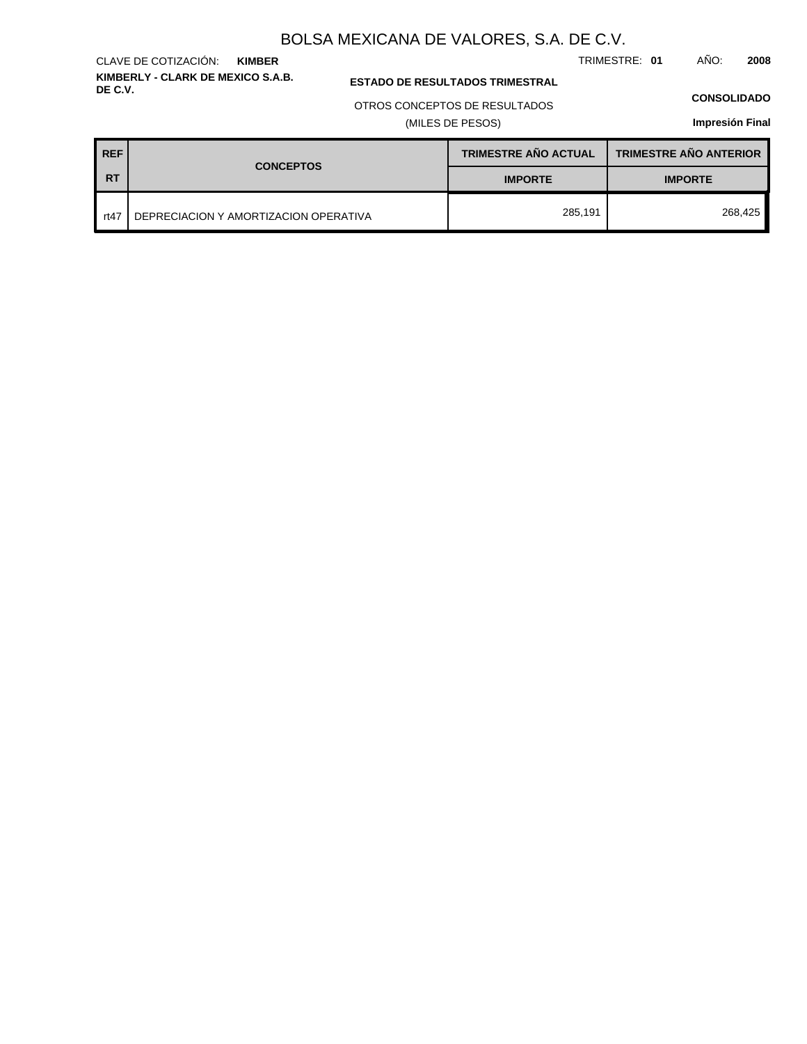# BOLSA MEXICANA DE VALORES, S.A. DE C.V.

CLAVE DE COTIZACIÓN: **KIMBER**

TRIMESTRE: **01** AÑO: **2008**

**KIMBERLY - CLARK DE MEXICO S.A.B. DE C.V.**

**ESTADO DE RESULTADOS TRIMESTRAL**

OTROS CONCEPTOS DE RESULTADOS

(MILES DE PESOS)

**CONSOLIDADO**

**Impresión Final**

| REF RT | CONCEPTOS | TRIMESTRE AÑO ACTUAL IMPORTE | TRIMESTRE AÑO ANTERIOR IMPORTE |
|---|---|---|---|
| rt47 | DEPRECIACION Y AMORTIZACION OPERATIVA | 285,191 | 268,425 |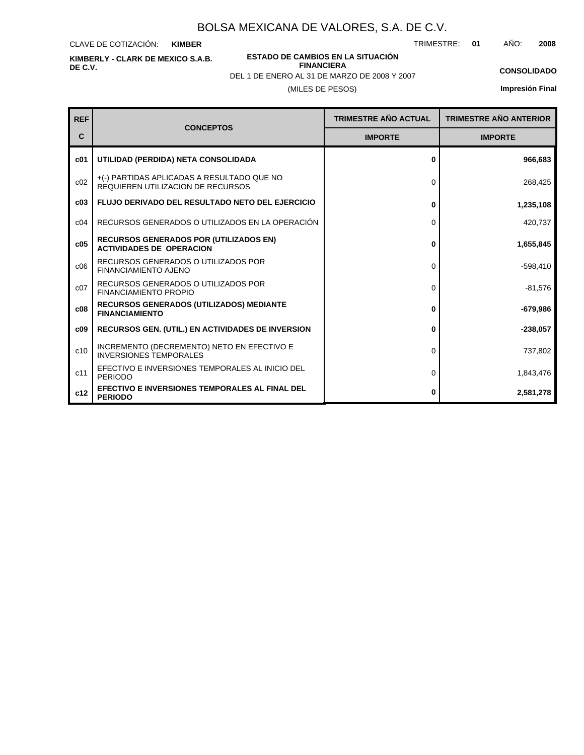# BOLSA MEXICANA DE VALORES, S.A. DE C.V.

CLAVE DE COTIZACIÓN: **KIMBER**

TRIMESTRE: **01** AÑO: **2008**

**KIMBERLY - CLARK DE MEXICO S.A.B. DE C.V.**

**ESTADO DE CAMBIOS EN LA SITUACIÓN FINANCIERA**

DEL 1 DE ENERO AL 31 DE MARZO DE 2008 Y 2007

(MILES DE PESOS)

**CONSOLIDADO**

**Impresión Final**

| REF C | CONCEPTOS | TRIMESTRE AÑO ACTUAL IMPORTE | TRIMESTRE AÑO ANTERIOR IMPORTE |
|---|---|---|---|
| **c01** | **UTILIDAD (PERDIDA) NETA CONSOLIDADA** | **0** | **966,683** |
| c02 | +(-) PARTIDAS APLICADAS A RESULTADO QUE NO REQUIEREN UTILIZACION DE RECURSOS | 0 | 268,425 |
| **c03** | **FLUJO DERIVADO DEL RESULTADO NETO DEL EJERCICIO** | **0** | **1,235,108** |
| c04 | RECURSOS GENERADOS O UTILIZADOS EN LA OPERACIÓN | 0 | 420,737 |
| **c05** | **RECURSOS GENERADOS POR (UTILIZADOS EN) ACTIVIDADES DE OPERACION** | **0** | **1,655,845** |
| c06 | RECURSOS GENERADOS O UTILIZADOS POR FINANCIAMIENTO AJENO | 0 | -598,410 |
| c07 | RECURSOS GENERADOS O UTILIZADOS POR FINANCIAMIENTO PROPIO | 0 | -81,576 |
| **c08** | **RECURSOS GENERADOS (UTILIZADOS) MEDIANTE FINANCIAMIENTO** | **0** | **-679,986** |
| **c09** | **RECURSOS GEN. (UTIL.) EN ACTIVIDADES DE INVERSION** | **0** | **-238,057** |
| c10 | INCREMENTO (DECREMENTO) NETO EN EFECTIVO E INVERSIONES TEMPORALES | 0 | 737,802 |
| c11 | EFECTIVO E INVERSIONES TEMPORALES AL INICIO DEL PERIODO | 0 | 1,843,476 |
| **c12** | **EFECTIVO E INVERSIONES TEMPORALES AL FINAL DEL PERIODO** | **0** | **2,581,278** |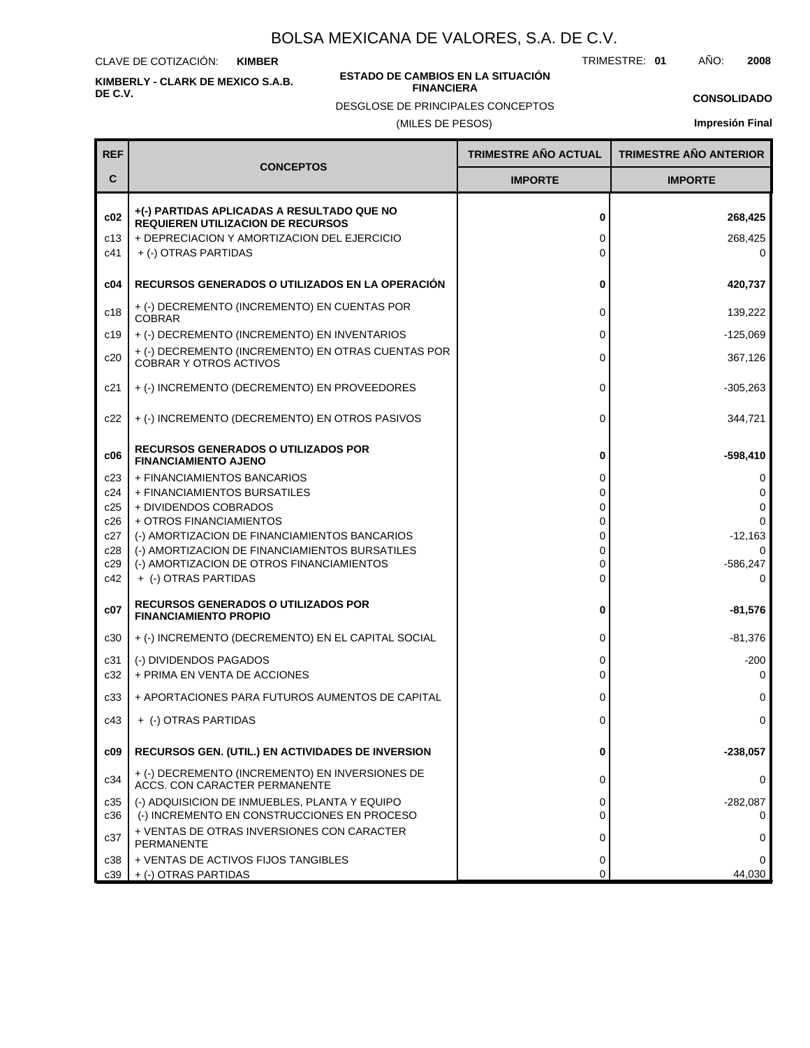# BOLSA MEXICANA DE VALORES, S.A. DE C.V.

CLAVE DE COTIZACIÓN: **KIMBER**

TRIMESTRE: **01** AÑO: **2008**

**KIMBERLY - CLARK DE MEXICO S.A.B. DE C.V.**

**ESTADO DE CAMBIOS EN LA SITUACIÓN FINANCIERA**

DESGLOSE DE PRINCIPALES CONCEPTOS

(MILES DE PESOS)

**CONSOLIDADO**

**Impresión Final**

| REF C | CONCEPTOS | TRIMESTRE AÑO ACTUAL IMPORTE | TRIMESTRE AÑO ANTERIOR IMPORTE |
|---|---|---|---|
| **c02** | **+(-) PARTIDAS APLICADAS A RESULTADO QUE NO REQUIEREN UTILIZACION DE RECURSOS** | **0** | **268,425** |
| c13 | + DEPRECIACION Y AMORTIZACION DEL EJERCICIO | 0 | 268,425 |
| c41 | + (-) OTRAS PARTIDAS | 0 | 0 |
| **c04** | **RECURSOS GENERADOS O UTILIZADOS EN LA OPERACIÓN** | **0** | **420,737** |
| c18 | + (-) DECREMENTO (INCREMENTO) EN CUENTAS POR COBRAR | 0 | 139,222 |
| c19 | + (-) DECREMENTO (INCREMENTO) EN INVENTARIOS | 0 | -125,069 |
| c20 | + (-) DECREMENTO (INCREMENTO) EN OTRAS CUENTAS POR COBRAR Y OTROS ACTIVOS | 0 | 367,126 |
| c21 | + (-) INCREMENTO (DECREMENTO) EN PROVEEDORES | 0 | -305,263 |
| c22 | + (-) INCREMENTO (DECREMENTO) EN OTROS PASIVOS | 0 | 344,721 |
| **c06** | **RECURSOS GENERADOS O UTILIZADOS POR FINANCIAMIENTO AJENO** | **0** | **-598,410** |
| c23 | + FINANCIAMIENTOS BANCARIOS | 0 | 0 |
| c24 | + FINANCIAMIENTOS BURSATILES | 0 | 0 |
| c25 | + DIVIDENDOS COBRADOS | 0 | 0 |
| c26 | + OTROS FINANCIAMIENTOS | 0 | 0 |
| c27 | (-) AMORTIZACION DE FINANCIAMIENTOS BANCARIOS | 0 | -12,163 |
| c28 | (-) AMORTIZACION DE FINANCIAMIENTOS BURSATILES | 0 | 0 |
| c29 | (-) AMORTIZACION DE OTROS FINANCIAMIENTOS | 0 | -586,247 |
| c42 | + (-) OTRAS PARTIDAS | 0 | 0 |
| **c07** | **RECURSOS GENERADOS O UTILIZADOS POR FINANCIAMIENTO PROPIO** | **0** | **-81,576** |
| c30 | + (-) INCREMENTO (DECREMENTO) EN EL CAPITAL SOCIAL | 0 | -81,376 |
| c31 | (-) DIVIDENDOS PAGADOS | 0 | -200 |
| c32 | + PRIMA EN VENTA DE ACCIONES | 0 | 0 |
| c33 | + APORTACIONES PARA FUTUROS AUMENTOS DE CAPITAL | 0 | 0 |
| c43 | + (-) OTRAS PARTIDAS | 0 | 0 |
| **c09** | **RECURSOS GEN. (UTIL.) EN ACTIVIDADES DE INVERSION** | **0** | **-238,057** |
| c34 | + (-) DECREMENTO (INCREMENTO) EN INVERSIONES DE ACCS. CON CARACTER PERMANENTE | 0 | 0 |
| c35 | (-) ADQUISICION DE INMUEBLES, PLANTA Y EQUIPO | 0 | -282,087 |
| c36 | (-) INCREMENTO EN CONSTRUCCIONES EN PROCESO | 0 | 0 |
| c37 | + VENTAS DE OTRAS INVERSIONES CON CARACTER PERMANENTE | 0 | 0 |
| c38 | + VENTAS DE ACTIVOS FIJOS TANGIBLES | 0 | 0 |
| c39 | + (-) OTRAS PARTIDAS | 0 | 44,030 |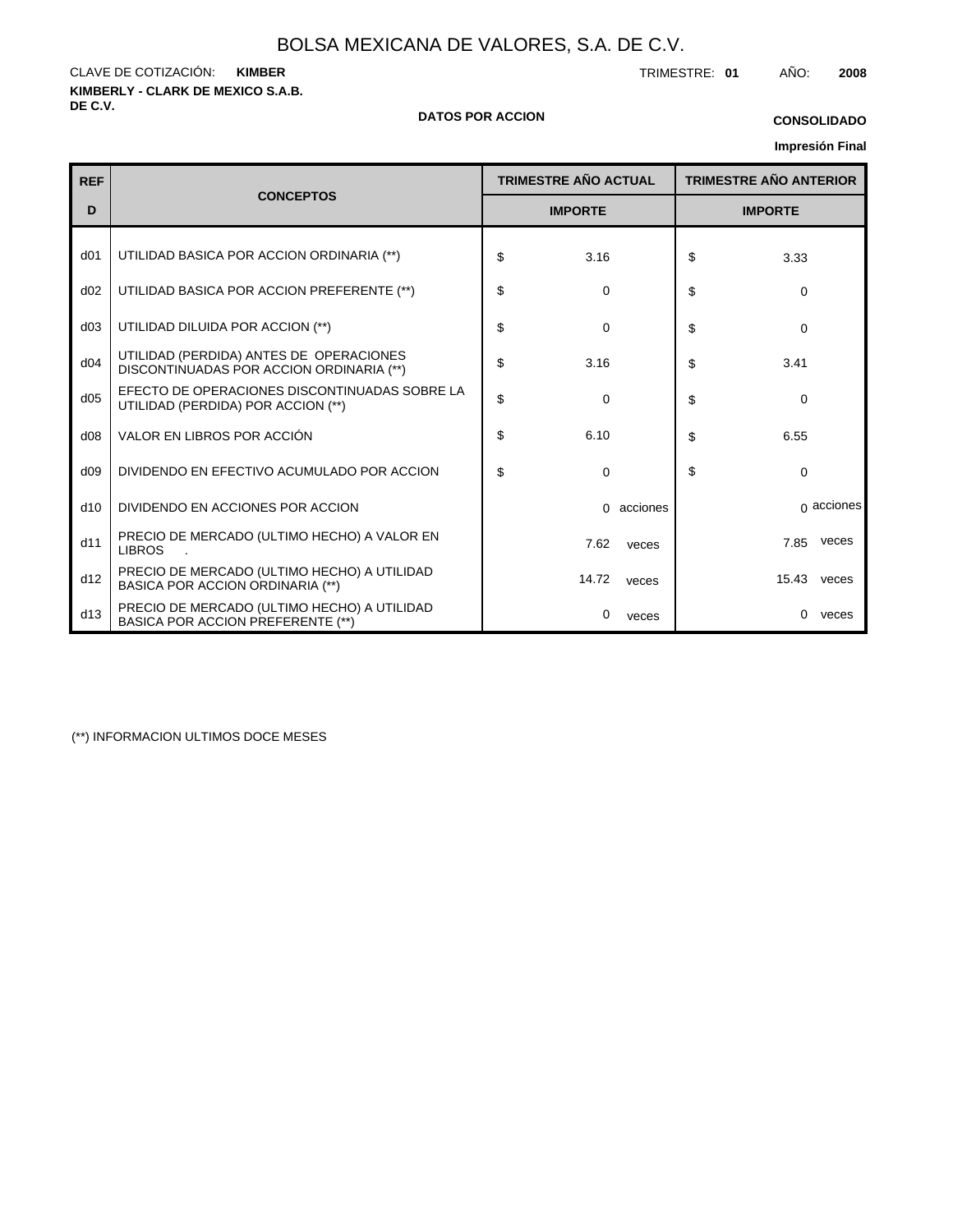# BOLSA MEXICANA DE VALORES, S.A. DE C.V.

CLAVE DE COTIZACIÓN: **KIMBER**

TRIMESTRE: **01** AÑO: **2008**

**KIMBERLY - CLARK DE MEXICO S.A.B. DE C.V.**

**DATOS POR ACCION**

**CONSOLIDADO**

**Impresión Final**

| REF D | CONCEPTOS | TRIMESTRE AÑO ACTUAL IMPORTE | TRIMESTRE AÑO ANTERIOR IMPORTE |
|---|---|---|---|
| d01 | UTILIDAD BASICA POR ACCION ORDINARIA (**) | $ 3.16 | $ 3.33 |
| d02 | UTILIDAD BASICA POR ACCION PREFERENTE (**) | $ 0 | $ 0 |
| d03 | UTILIDAD DILUIDA POR ACCION (**) | $ 0 | $ 0 |
| d04 | UTILIDAD (PERDIDA) ANTES DE OPERACIONES DISCONTINUADAS POR ACCION ORDINARIA (**) | $ 3.16 | $ 3.41 |
| d05 | EFECTO DE OPERACIONES DISCONTINUADAS SOBRE LA UTILIDAD (PERDIDA) POR ACCION (**) | $ 0 | $ 0 |
| d08 | VALOR EN LIBROS POR ACCIÓN | $ 6.10 | $ 6.55 |
| d09 | DIVIDENDO EN EFECTIVO ACUMULADO POR ACCION | $ 0 | $ 0 |
| d10 | DIVIDENDO EN ACCIONES POR ACCION | 0 acciones | 0 acciones |
| d11 | PRECIO DE MERCADO (ULTIMO HECHO) A VALOR EN LIBROS . | 7.62 veces | 7.85 veces |
| d12 | PRECIO DE MERCADO (ULTIMO HECHO) A UTILIDAD BASICA POR ACCION ORDINARIA (**) | 14.72 veces | 15.43 veces |
| d13 | PRECIO DE MERCADO (ULTIMO HECHO) A UTILIDAD BASICA POR ACCION PREFERENTE (**) | 0 veces | 0 veces |

(**) INFORMACION ULTIMOS DOCE MESES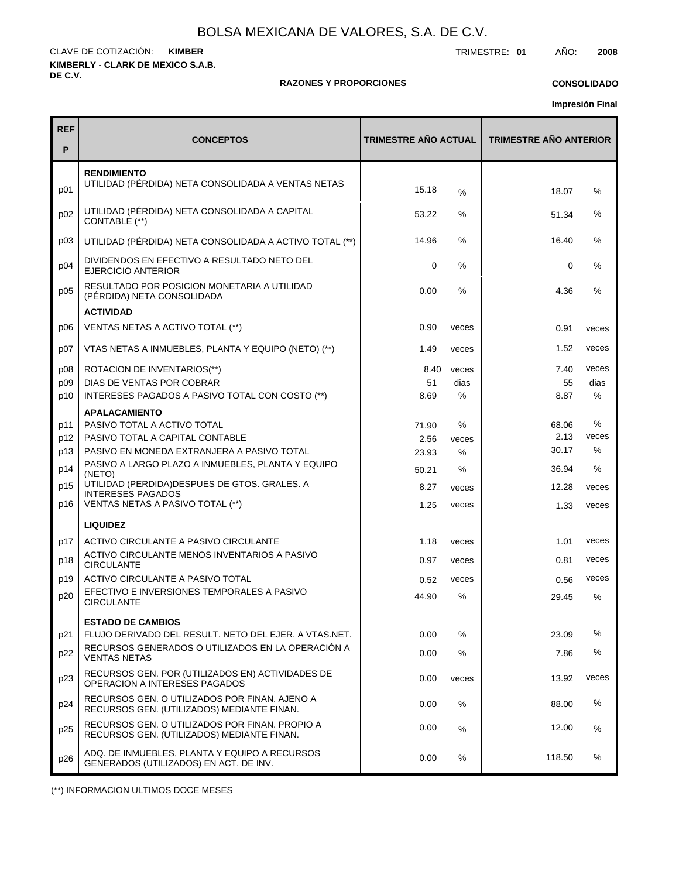# BOLSA MEXICANA DE VALORES, S.A. DE C.V.

CLAVE DE COTIZACIÓN: **KIMBER**

TRIMESTRE: **01** AÑO: **2008**

**KIMBERLY - CLARK DE MEXICO S.A.B. DE C.V.**

**RAZONES Y PROPORCIONES**

**CONSOLIDADO**

**Impresión Final**

| REF P | CONCEPTOS | TRIMESTRE AÑO ACTUAL | | TRIMESTRE AÑO ANTERIOR | |
|---|---|---|---|---|---|
| | **RENDIMIENTO** | | | | |
| p01 | UTILIDAD (PÉRDIDA) NETA CONSOLIDADA A VENTAS NETAS | 15.18 | % | 18.07 | % |
| p02 | UTILIDAD (PÉRDIDA) NETA CONSOLIDADA A CAPITAL CONTABLE (**) | 53.22 | % | 51.34 | % |
| p03 | UTILIDAD (PÉRDIDA) NETA CONSOLIDADA A ACTIVO TOTAL (**) | 14.96 | % | 16.40 | % |
| p04 | DIVIDENDOS EN EFECTIVO A RESULTADO NETO DEL EJERCICIO ANTERIOR | 0 | % | 0 | % |
| p05 | RESULTADO POR POSICION MONETARIA A UTILIDAD (PÉRDIDA) NETA CONSOLIDADA | 0.00 | % | 4.36 | % |
| | **ACTIVIDAD** | | | | |
| p06 | VENTAS NETAS A ACTIVO TOTAL (**) | 0.90 | veces | 0.91 | veces |
| p07 | VTAS NETAS A INMUEBLES, PLANTA Y EQUIPO (NETO) (**) | 1.49 | veces | 1.52 | veces |
| p08 | ROTACION DE INVENTARIOS(**) | 8.40 | veces | 7.40 | veces |
| p09 | DIAS DE VENTAS POR COBRAR | 51 | dias | 55 | dias |
| p10 | INTERESES PAGADOS A PASIVO TOTAL CON COSTO (**) | 8.69 | % | 8.87 | % |
| | **APALACAMIENTO** | | | | |
| p11 | PASIVO TOTAL A ACTIVO TOTAL | 71.90 | % | 68.06 | % |
| p12 | PASIVO TOTAL A CAPITAL CONTABLE | 2.56 | veces | 2.13 | veces |
| p13 | PASIVO EN MONEDA EXTRANJERA A PASIVO TOTAL | 23.93 | % | 30.17 | % |
| p14 | PASIVO A LARGO PLAZO A INMUEBLES, PLANTA Y EQUIPO (NETO) | 50.21 | % | 36.94 | % |
| p15 | UTILIDAD (PERDIDA)DESPUES DE GTOS. GRALES. A INTERESES PAGADOS | 8.27 | veces | 12.28 | veces |
| p16 | VENTAS NETAS A PASIVO TOTAL (**) | 1.25 | veces | 1.33 | veces |
| | **LIQUIDEZ** | | | | |
| p17 | ACTIVO CIRCULANTE A PASIVO CIRCULANTE | 1.18 | veces | 1.01 | veces |
| p18 | ACTIVO CIRCULANTE MENOS INVENTARIOS A PASIVO CIRCULANTE | 0.97 | veces | 0.81 | veces |
| p19 | ACTIVO CIRCULANTE A PASIVO TOTAL | 0.52 | veces | 0.56 | veces |
| p20 | EFECTIVO E INVERSIONES TEMPORALES A PASIVO CIRCULANTE | 44.90 | % | 29.45 | % |
| | **ESTADO DE CAMBIOS** | | | | |
| p21 | FLUJO DERIVADO DEL RESULT. NETO DEL EJER. A VTAS.NET. | 0.00 | % | 23.09 | % |
| p22 | RECURSOS GENERADOS O UTILIZADOS EN LA OPERACIÓN A VENTAS NETAS | 0.00 | % | 7.86 | % |
| p23 | RECURSOS GEN. POR (UTILIZADOS EN) ACTIVIDADES DE OPERACION A INTERESES PAGADOS | 0.00 | veces | 13.92 | veces |
| p24 | RECURSOS GEN. O UTILIZADOS POR FINAN. AJENO A RECURSOS GEN. (UTILIZADOS) MEDIANTE FINAN. | 0.00 | % | 88.00 | % |
| p25 | RECURSOS GEN. O UTILIZADOS POR FINAN. PROPIO A RECURSOS GEN. (UTILIZADOS) MEDIANTE FINAN. | 0.00 | % | 12.00 | % |
| p26 | ADQ. DE INMUEBLES, PLANTA Y EQUIPO A RECURSOS GENERADOS (UTILIZADOS) EN ACT. DE INV. | 0.00 | % | 118.50 | % |

(**) INFORMACION ULTIMOS DOCE MESES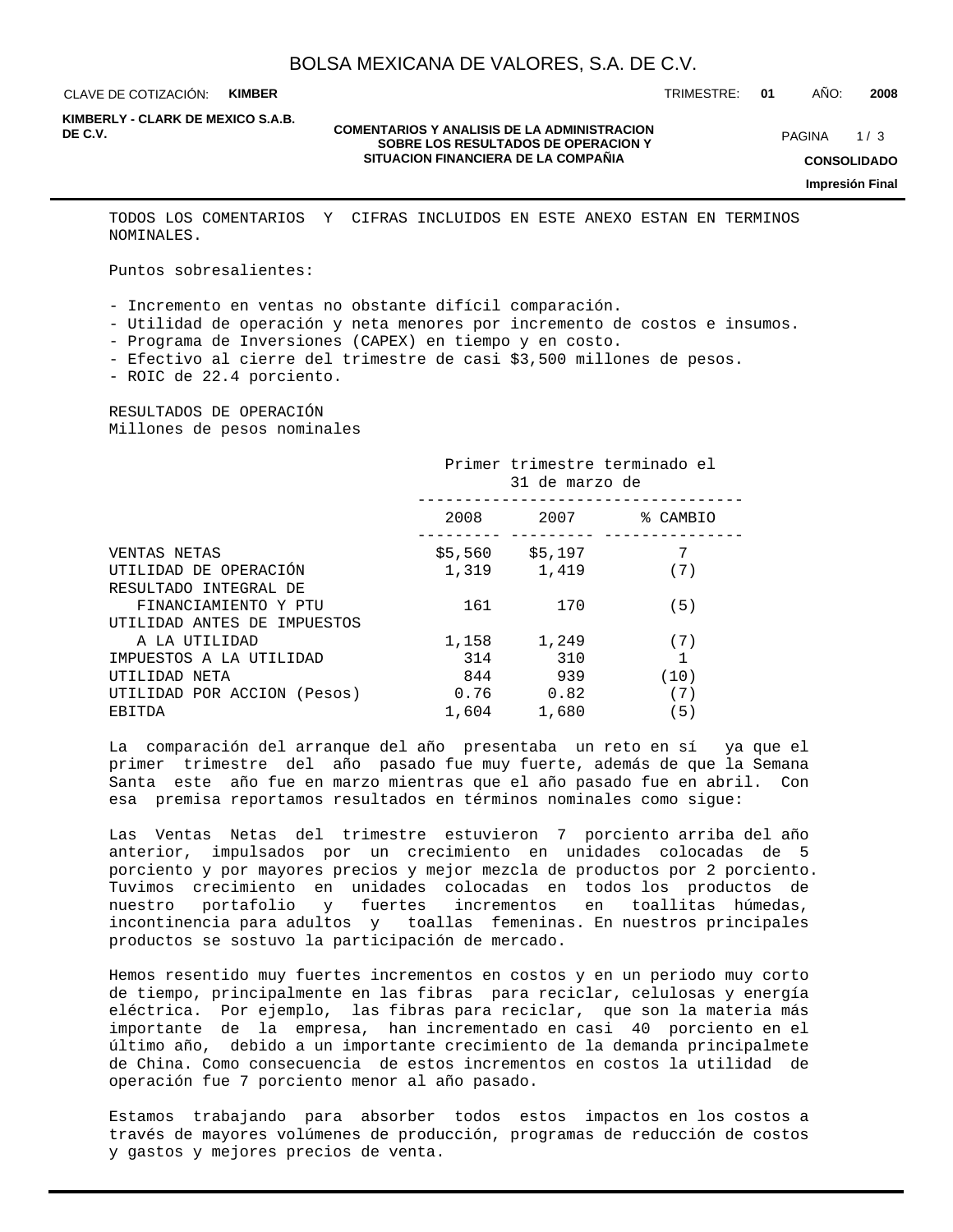TODOS LOS COMENTARIOS Y CIFRAS INCLUIDOS EN ESTE ANEXO ESTAN EN TERMINOS NOMINALES.

Puntos sobresalientes:

- Incremento en ventas no obstante difícil comparación.
- Utilidad de operación y neta menores por incremento de costos e insumos.
- Programa de Inversiones (CAPEX) en tiempo y en costo.
- Efectivo al cierre del trimestre de casi $3,500 millones de pesos.
- ROIC de 22.4 porciento.

RESULTADOS DE OPERACIÓN
Millones de pesos nominales

| | Primer trimestre terminado el 31 de marzo de | | |
|---|---|---|---|
| | 2008 | 2007 | % CAMBIO |
| VENTAS NETAS | $5,560 | $5,197 | 7 |
| UTILIDAD DE OPERACIÓN | 1,319 | 1,419 | (7) |
| RESULTADO INTEGRAL DE FINANCIAMIENTO Y PTU | 161 | 170 | (5) |
| UTILIDAD ANTES DE IMPUESTOS A LA UTILIDAD | 1,158 | 1,249 | (7) |
| IMPUESTOS A LA UTILIDAD | 314 | 310 | 1 |
| UTILIDAD NETA | 844 | 939 | (10) |
| UTILIDAD POR ACCION (Pesos) | 0.76 | 0.82 | (7) |
| EBITDA | 1,604 | 1,680 | (5) |

La comparación del arranque del año presentaba un reto en sí ya que el primer trimestre del año pasado fue muy fuerte, además de que la Semana Santa este año fue en marzo mientras que el año pasado fue en abril. Con esa premisa reportamos resultados en términos nominales como sigue:

Las Ventas Netas del trimestre estuvieron 7 porciento arriba del año anterior, impulsados por un crecimiento en unidades colocadas de 5 porciento y por mayores precios y mejor mezcla de productos por 2 porciento. Tuvimos crecimiento en unidades colocadas en todos los productos de nuestro portafolio y fuertes incrementos en toallitas húmedas, incontinencia para adultos y toallas femeninas. En nuestros principales productos se sostuvo la participación de mercado.

Hemos resentido muy fuertes incrementos en costos y en un periodo muy corto de tiempo, principalmente en las fibras para reciclar, celulosas y energía eléctrica. Por ejemplo, las fibras para reciclar, que son la materia más importante de la empresa, han incrementado en casi 40 porciento en el último año, debido a un importante crecimiento de la demanda principalmete de China. Como consecuencia de estos incrementos en costos la utilidad de operación fue 7 porciento menor al año pasado.

Estamos trabajando para absorber todos estos impactos en los costos a través de mayores volúmenes de producción, programas de reducción de costos y gastos y mejores precios de venta.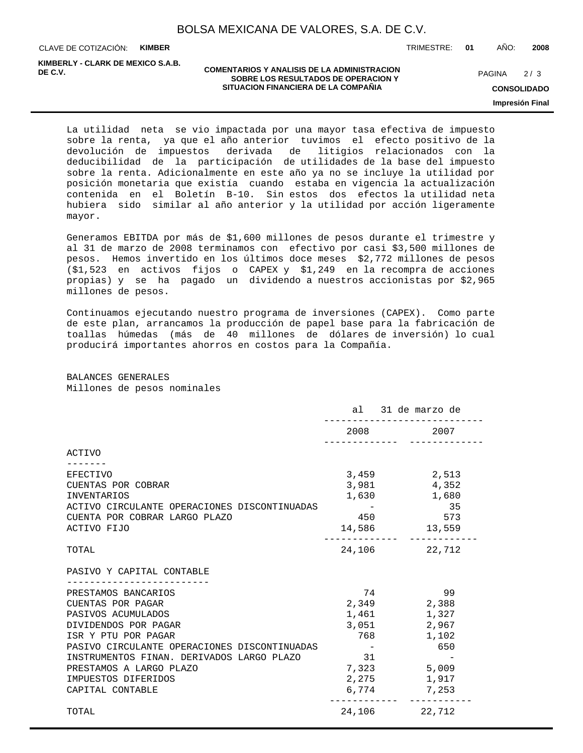La utilidad neta se vio impactada por una mayor tasa efectiva de impuesto sobre la renta, ya que el año anterior tuvimos el efecto positivo de la devolución de impuestos derivada de litigios relacionados con la deducibilidad de la participación de utilidades de la base del impuesto sobre la renta. Adicionalmente en este año ya no se incluye la utilidad por posición monetaria que existía cuando estaba en vigencia la actualización contenida en el Boletín B-10. Sin estos dos efectos la utilidad neta hubiera sido similar al año anterior y la utilidad por acción ligeramente mayor.

Generamos EBITDA por más de $1,600 millones de pesos durante el trimestre y al 31 de marzo de 2008 terminamos con efectivo por casi $3,500 millones de pesos. Hemos invertido en los últimos doce meses $2,772 millones de pesos ($1,523 en activos fijos o CAPEX y $1,249 en la recompra de acciones propias) y se ha pagado un dividendo a nuestros accionistas por $2,965 millones de pesos.

Continuamos ejecutando nuestro programa de inversiones (CAPEX). Como parte de este plan, arrancamos la producción de papel base para la fabricación de toallas húmedas (más de 40 millones de dólares de inversión) lo cual producirá importantes ahorros en costos para la Compañía.

BALANCES GENERALES
Millones de pesos nominales

| | al 31 de marzo de | |
|---|---|---|
| | 2008 | 2007 |
| **ACTIVO** | | |
| EFECTIVO | 3,459 | 2,513 |
| CUENTAS POR COBRAR | 3,981 | 4,352 |
| INVENTARIOS | 1,630 | 1,680 |
| ACTIVO CIRCULANTE OPERACIONES DISCONTINUADAS | - | 35 |
| CUENTA POR COBRAR LARGO PLAZO | 450 | 573 |
| ACTIVO FIJO | 14,586 | 13,559 |
| TOTAL | 24,106 | 22,712 |
| **PASIVO Y CAPITAL CONTABLE** | | |
| PRESTAMOS BANCARIOS | 74 | 99 |
| CUENTAS POR PAGAR | 2,349 | 2,388 |
| PASIVOS ACUMULADOS | 1,461 | 1,327 |
| DIVIDENDOS POR PAGAR | 3,051 | 2,967 |
| ISR Y PTU POR PAGAR | 768 | 1,102 |
| PASIVO CIRCULANTE OPERACIONES DISCONTINUADAS | - | 650 |
| INSTRUMENTOS FINAN. DERIVADOS LARGO PLAZO | 31 | - |
| PRESTAMOS A LARGO PLAZO | 7,323 | 5,009 |
| IMPUESTOS DIFERIDOS | 2,275 | 1,917 |
| CAPITAL CONTABLE | 6,774 | 7,253 |
| TOTAL | 24,106 | 22,712 |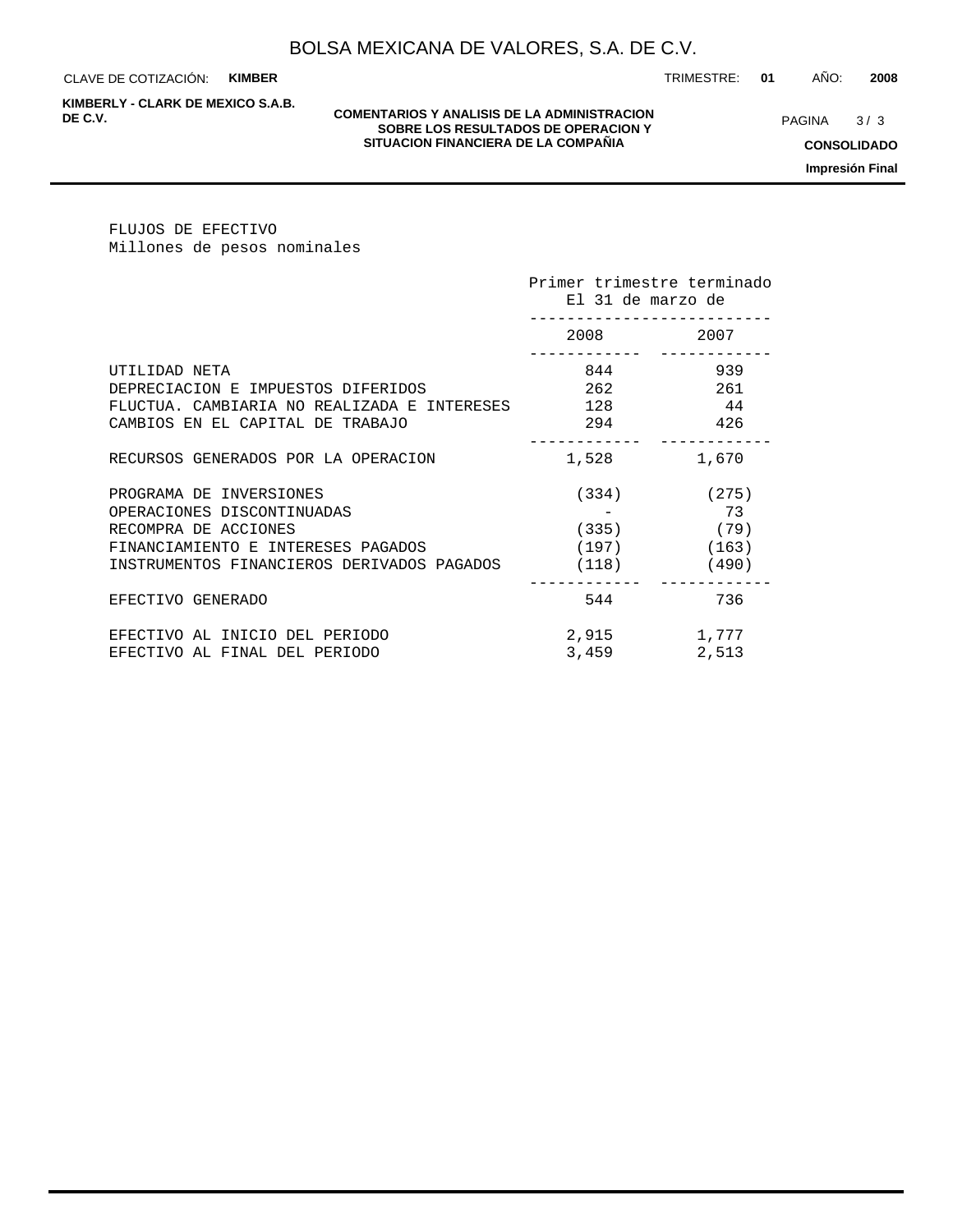FLUJOS DE EFECTIVO
Millones de pesos nominales

| | Primer trimestre terminado El 31 de marzo de | |
|---|---|---|
| | 2008 | 2007 |
| UTILIDAD NETA | 844 | 939 |
| DEPRECIACION E IMPUESTOS DIFERIDOS | 262 | 261 |
| FLUCTUA. CAMBIARIA NO REALIZADA E INTERESES | 128 | 44 |
| CAMBIOS EN EL CAPITAL DE TRABAJO | 294 | 426 |
| RECURSOS GENERADOS POR LA OPERACION | 1,528 | 1,670 |
| PROGRAMA DE INVERSIONES | (334) | (275) |
| OPERACIONES DISCONTINUADAS | - | 73 |
| RECOMPRA DE ACCIONES | (335) | (79) |
| FINANCIAMIENTO E INTERESES PAGADOS | (197) | (163) |
| INSTRUMENTOS FINANCIEROS DERIVADOS PAGADOS | (118) | (490) |
| EFECTIVO GENERADO | 544 | 736 |
| EFECTIVO AL INICIO DEL PERIODO | 2,915 | 1,777 |
| EFECTIVO AL FINAL DEL PERIODO | 3,459 | 2,513 |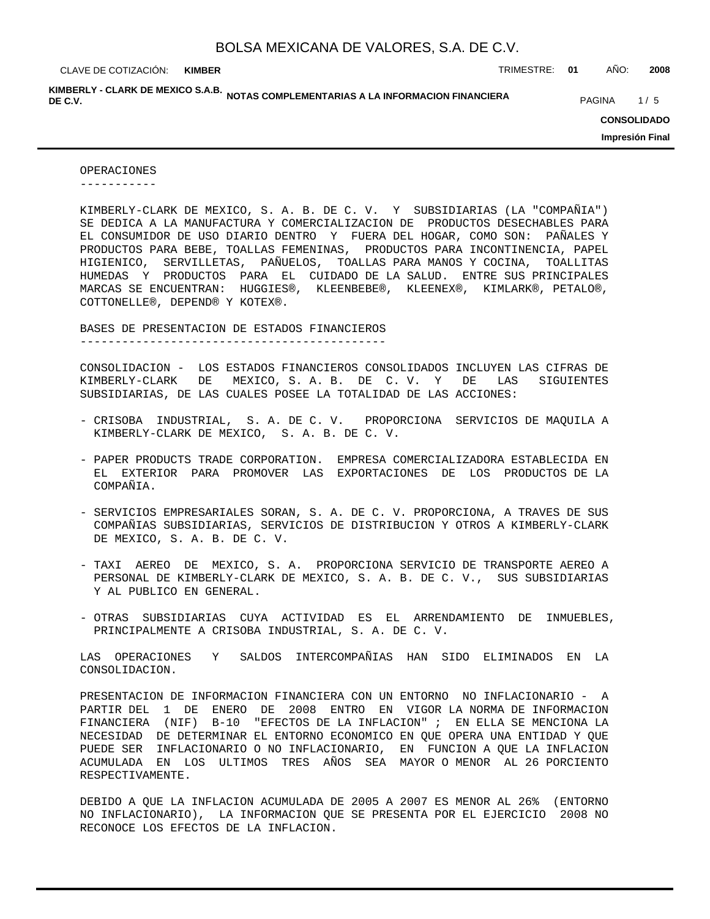## OPERACIONES

KIMBERLY-CLARK DE MEXICO, S. A. B. DE C. V. Y SUBSIDIARIAS (LA "COMPAÑIA") SE DEDICA A LA MANUFACTURA Y COMERCIALIZACION DE PRODUCTOS DESECHABLES PARA EL CONSUMIDOR DE USO DIARIO DENTRO Y FUERA DEL HOGAR, COMO SON: PAÑALES Y PRODUCTOS PARA BEBE, TOALLAS FEMENINAS, PRODUCTOS PARA INCONTINENCIA, PAPEL HIGIENICO, SERVILLETAS, PAÑUELOS, TOALLAS PARA MANOS Y COCINA, TOALLITAS HUMEDAS Y PRODUCTOS PARA EL CUIDADO DE LA SALUD. ENTRE SUS PRINCIPALES MARCAS SE ENCUENTRAN: HUGGIES®, KLEENBEBE®, KLEENEX®, KIMLARK®, PETALO®, COTTONELLE®, DEPEND® Y KOTEX®.

## BASES DE PRESENTACION DE ESTADOS FINANCIEROS

CONSOLIDACION - LOS ESTADOS FINANCIEROS CONSOLIDADOS INCLUYEN LAS CIFRAS DE KIMBERLY-CLARK DE MEXICO, S. A. B. DE C. V. Y DE LAS SIGUIENTES SUBSIDIARIAS, DE LAS CUALES POSEE LA TOTALIDAD DE LAS ACCIONES:

- CRISOBA INDUSTRIAL, S. A. DE C. V. PROPORCIONA SERVICIOS DE MAQUILA A KIMBERLY-CLARK DE MEXICO, S. A. B. DE C. V.
- PAPER PRODUCTS TRADE CORPORATION. EMPRESA COMERCIALIZADORA ESTABLECIDA EN EL EXTERIOR PARA PROMOVER LAS EXPORTACIONES DE LOS PRODUCTOS DE LA COMPAÑIA.
- SERVICIOS EMPRESARIALES SORAN, S. A. DE C. V. PROPORCIONA, A TRAVES DE SUS COMPAÑIAS SUBSIDIARIAS, SERVICIOS DE DISTRIBUCION Y OTROS A KIMBERLY-CLARK DE MEXICO, S. A. B. DE C. V.
- TAXI AEREO DE MEXICO, S. A. PROPORCIONA SERVICIO DE TRANSPORTE AEREO A PERSONAL DE KIMBERLY-CLARK DE MEXICO, S. A. B. DE C. V., SUS SUBSIDIARIAS Y AL PUBLICO EN GENERAL.
- OTRAS SUBSIDIARIAS CUYA ACTIVIDAD ES EL ARRENDAMIENTO DE INMUEBLES, PRINCIPALMENTE A CRISOBA INDUSTRIAL, S. A. DE C. V.

LAS OPERACIONES Y SALDOS INTERCOMPAÑIAS HAN SIDO ELIMINADOS EN LA CONSOLIDACION.

PRESENTACION DE INFORMACION FINANCIERA CON UN ENTORNO NO INFLACIONARIO - A PARTIR DEL 1 DE ENERO DE 2008 ENTRO EN VIGOR LA NORMA DE INFORMACION FINANCIERA (NIF) B-10 "EFECTOS DE LA INFLACION" ; EN ELLA SE MENCIONA LA NECESIDAD DE DETERMINAR EL ENTORNO ECONOMICO EN QUE OPERA UNA ENTIDAD Y QUE PUEDE SER INFLACIONARIO O NO INFLACIONARIO, EN FUNCION A QUE LA INFLACION ACUMULADA EN LOS ULTIMOS TRES AÑOS SEA MAYOR O MENOR AL 26 PORCIENTO RESPECTIVAMENTE.

DEBIDO A QUE LA INFLACION ACUMULADA DE 2005 A 2007 ES MENOR AL 26% (ENTORNO NO INFLACIONARIO), LA INFORMACION QUE SE PRESENTA POR EL EJERCICIO 2008 NO RECONOCE LOS EFECTOS DE LA INFLACION.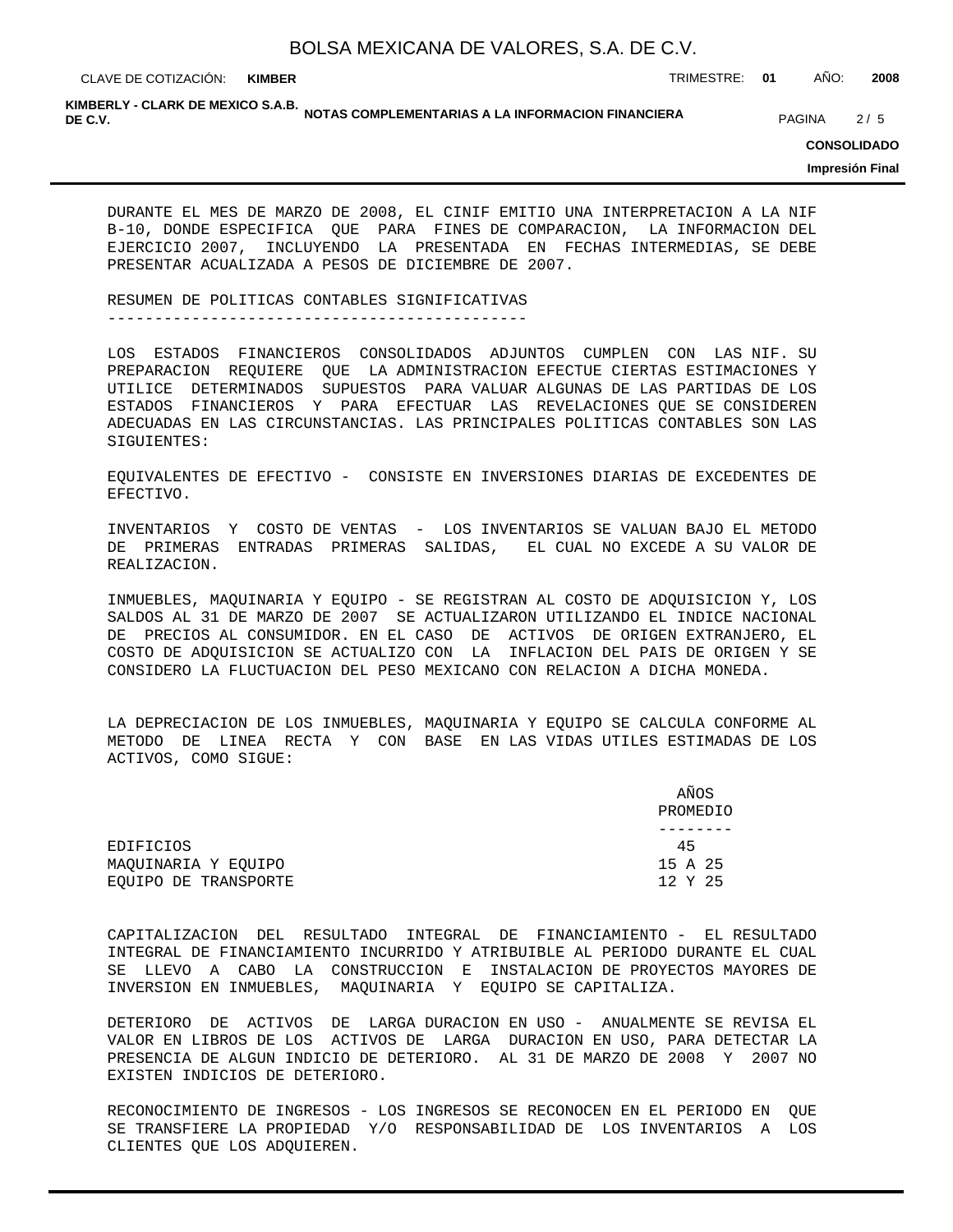DURANTE EL MES DE MARZO DE 2008, EL CINIF EMITIO UNA INTERPRETACION A LA NIF B-10, DONDE ESPECIFICA QUE PARA FINES DE COMPARACION, LA INFORMACION DEL EJERCICIO 2007, INCLUYENDO LA PRESENTADA EN FECHAS INTERMEDIAS, SE DEBE PRESENTAR ACUALIZADA A PESOS DE DICIEMBRE DE 2007.

## RESUMEN DE POLITICAS CONTABLES SIGNIFICATIVAS

LOS ESTADOS FINANCIEROS CONSOLIDADOS ADJUNTOS CUMPLEN CON LAS NIF. SU PREPARACION REQUIERE QUE LA ADMINISTRACION EFECTUE CIERTAS ESTIMACIONES Y UTILICE DETERMINADOS SUPUESTOS PARA VALUAR ALGUNAS DE LAS PARTIDAS DE LOS ESTADOS FINANCIEROS Y PARA EFECTUAR LAS REVELACIONES QUE SE CONSIDEREN ADECUADAS EN LAS CIRCUNSTANCIAS. LAS PRINCIPALES POLITICAS CONTABLES SON LAS SIGUIENTES:

EQUIVALENTES DE EFECTIVO - CONSISTE EN INVERSIONES DIARIAS DE EXCEDENTES DE EFECTIVO.

INVENTARIOS Y COSTO DE VENTAS - LOS INVENTARIOS SE VALUAN BAJO EL METODO DE PRIMERAS ENTRADAS PRIMERAS SALIDAS, EL CUAL NO EXCEDE A SU VALOR DE REALIZACION.

INMUEBLES, MAQUINARIA Y EQUIPO - SE REGISTRAN AL COSTO DE ADQUISICION Y, LOS SALDOS AL 31 DE MARZO DE 2007 SE ACTUALIZARON UTILIZANDO EL INDICE NACIONAL DE PRECIOS AL CONSUMIDOR. EN EL CASO DE ACTIVOS DE ORIGEN EXTRANJERO, EL COSTO DE ADQUISICION SE ACTUALIZO CON LA INFLACION DEL PAIS DE ORIGEN Y SE CONSIDERO LA FLUCTUACION DEL PESO MEXICANO CON RELACION A DICHA MONEDA.

LA DEPRECIACION DE LOS INMUEBLES, MAQUINARIA Y EQUIPO SE CALCULA CONFORME AL METODO DE LINEA RECTA Y CON BASE EN LAS VIDAS UTILES ESTIMADAS DE LOS ACTIVOS, COMO SIGUE:

| | AÑOS PROMEDIO |
|---|---|
| EDIFICIOS | 45 |
| MAQUINARIA Y EQUIPO | 15 A 25 |
| EQUIPO DE TRANSPORTE | 12 Y 25 |

CAPITALIZACION DEL RESULTADO INTEGRAL DE FINANCIAMIENTO - EL RESULTADO INTEGRAL DE FINANCIAMIENTO INCURRIDO Y ATRIBUIBLE AL PERIODO DURANTE EL CUAL SE LLEVO A CABO LA CONSTRUCCION E INSTALACION DE PROYECTOS MAYORES DE INVERSION EN INMUEBLES, MAQUINARIA Y EQUIPO SE CAPITALIZA.

DETERIORO DE ACTIVOS DE LARGA DURACION EN USO - ANUALMENTE SE REVISA EL VALOR EN LIBROS DE LOS ACTIVOS DE LARGA DURACION EN USO, PARA DETECTAR LA PRESENCIA DE ALGUN INDICIO DE DETERIORO. AL 31 DE MARZO DE 2008 Y 2007 NO EXISTEN INDICIOS DE DETERIORO.

RECONOCIMIENTO DE INGRESOS - LOS INGRESOS SE RECONOCEN EN EL PERIODO EN QUE SE TRANSFIERE LA PROPIEDAD Y/O RESPONSABILIDAD DE LOS INVENTARIOS A LOS CLIENTES QUE LOS ADQUIEREN.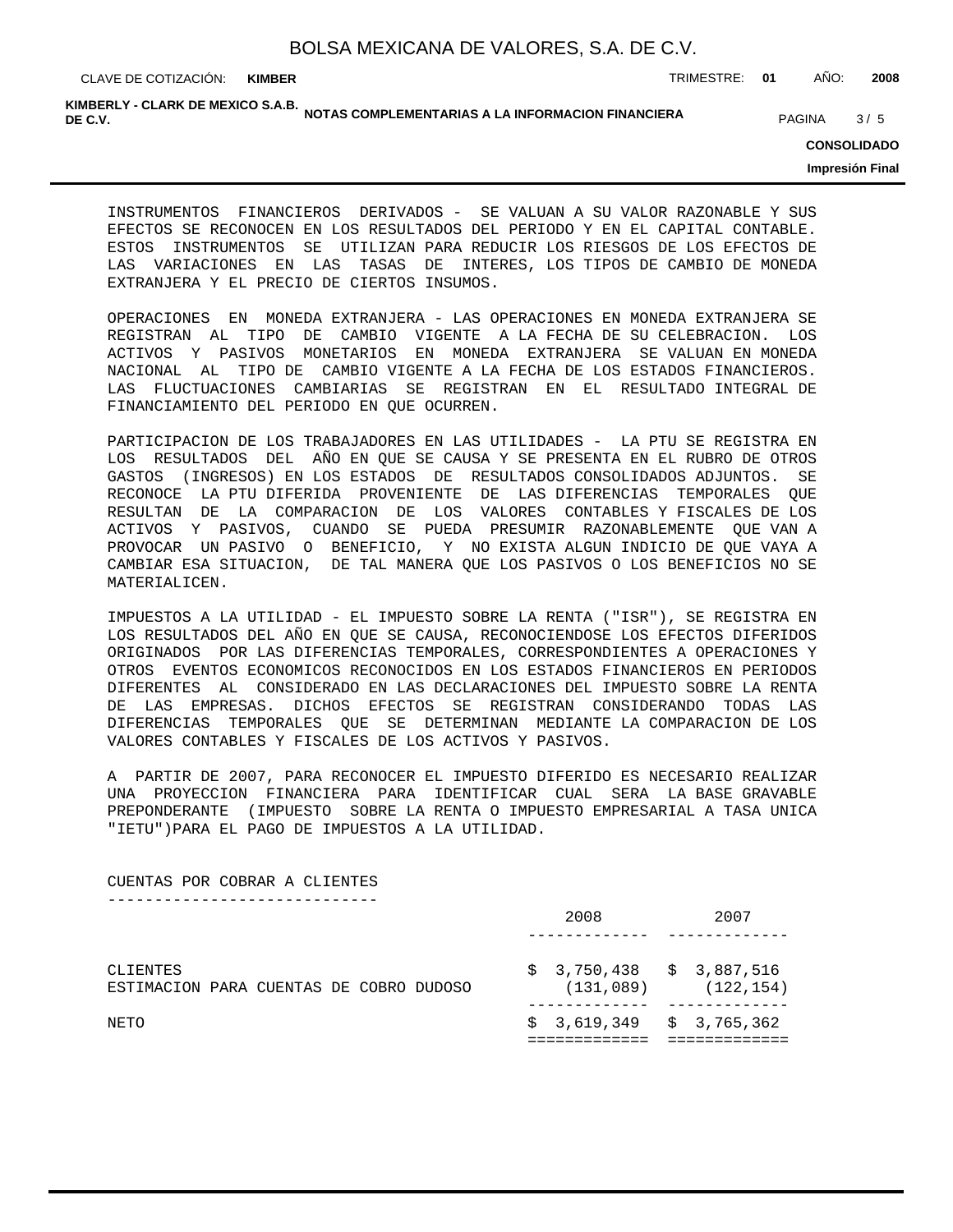INSTRUMENTOS FINANCIEROS DERIVADOS - SE VALUAN A SU VALOR RAZONABLE Y SUS EFECTOS SE RECONOCEN EN LOS RESULTADOS DEL PERIODO Y EN EL CAPITAL CONTABLE. ESTOS INSTRUMENTOS SE UTILIZAN PARA REDUCIR LOS RIESGOS DE LOS EFECTOS DE LAS VARIACIONES EN LAS TASAS DE INTERES, LOS TIPOS DE CAMBIO DE MONEDA EXTRANJERA Y EL PRECIO DE CIERTOS INSUMOS.

OPERACIONES EN MONEDA EXTRANJERA - LAS OPERACIONES EN MONEDA EXTRANJERA SE REGISTRAN AL TIPO DE CAMBIO VIGENTE A LA FECHA DE SU CELEBRACION. LOS ACTIVOS Y PASIVOS MONETARIOS EN MONEDA EXTRANJERA SE VALUAN EN MONEDA NACIONAL AL TIPO DE CAMBIO VIGENTE A LA FECHA DE LOS ESTADOS FINANCIEROS. LAS FLUCTUACIONES CAMBIARIAS SE REGISTRAN EN EL RESULTADO INTEGRAL DE FINANCIAMIENTO DEL PERIODO EN QUE OCURREN.

PARTICIPACION DE LOS TRABAJADORES EN LAS UTILIDADES - LA PTU SE REGISTRA EN LOS RESULTADOS DEL AÑO EN QUE SE CAUSA Y SE PRESENTA EN EL RUBRO DE OTROS GASTOS (INGRESOS) EN LOS ESTADOS DE RESULTADOS CONSOLIDADOS ADJUNTOS. SE RECONOCE LA PTU DIFERIDA PROVENIENTE DE LAS DIFERENCIAS TEMPORALES QUE RESULTAN DE LA COMPARACION DE LOS VALORES CONTABLES Y FISCALES DE LOS ACTIVOS Y PASIVOS, CUANDO SE PUEDA PRESUMIR RAZONABLEMENTE QUE VAN A PROVOCAR UN PASIVO O BENEFICIO, Y NO EXISTA ALGUN INDICIO DE QUE VAYA A CAMBIAR ESA SITUACION, DE TAL MANERA QUE LOS PASIVOS O LOS BENEFICIOS NO SE MATERIALICEN.

IMPUESTOS A LA UTILIDAD - EL IMPUESTO SOBRE LA RENTA ("ISR"), SE REGISTRA EN LOS RESULTADOS DEL AÑO EN QUE SE CAUSA, RECONOCIENDOSE LOS EFECTOS DIFERIDOS ORIGINADOS POR LAS DIFERENCIAS TEMPORALES, CORRESPONDIENTES A OPERACIONES Y OTROS EVENTOS ECONOMICOS RECONOCIDOS EN LOS ESTADOS FINANCIEROS EN PERIODOS DIFERENTES AL CONSIDERADO EN LAS DECLARACIONES DEL IMPUESTO SOBRE LA RENTA DE LAS EMPRESAS. DICHOS EFECTOS SE REGISTRAN CONSIDERANDO TODAS LAS DIFERENCIAS TEMPORALES QUE SE DETERMINAN MEDIANTE LA COMPARACION DE LOS VALORES CONTABLES Y FISCALES DE LOS ACTIVOS Y PASIVOS.

A PARTIR DE 2007, PARA RECONOCER EL IMPUESTO DIFERIDO ES NECESARIO REALIZAR UNA PROYECCION FINANCIERA PARA IDENTIFICAR CUAL SERA LA BASE GRAVABLE PREPONDERANTE (IMPUESTO SOBRE LA RENTA O IMPUESTO EMPRESARIAL A TASA UNICA "IETU")PARA EL PAGO DE IMPUESTOS A LA UTILIDAD.

CUENTAS POR COBRAR A CLIENTES

| | 2008 | 2007 |
|---|---|---|
| CLIENTES | $ 3,750,438 | $ 3,887,516 |
| ESTIMACION PARA CUENTAS DE COBRO DUDOSO | (131,089) | (122,154) |
| NETO | $ 3,619,349 | $ 3,765,362 |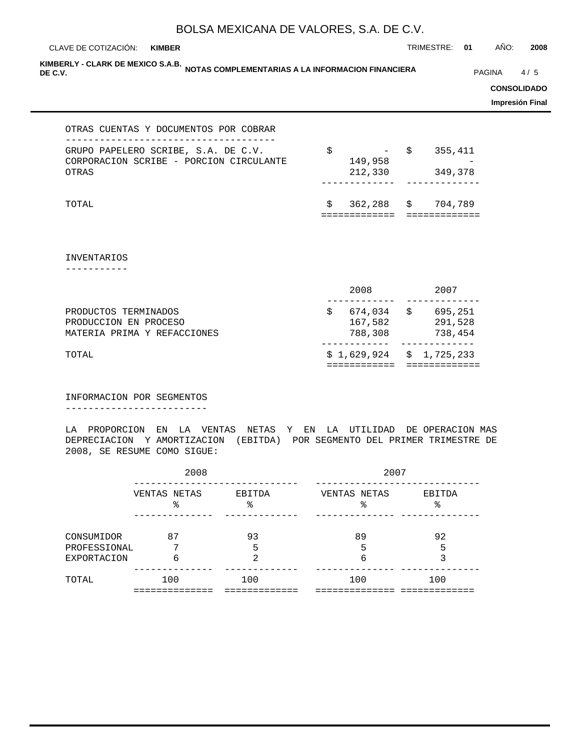## OTRAS CUENTAS Y DOCUMENTOS POR COBRAR

| | | |
|---|---|---|
| GRUPO PAPELERO SCRIBE, S.A. DE C.V. | $ - | $ 355,411 |
| CORPORACION SCRIBE - PORCION CIRCULANTE | 149,958 | - |
| OTRAS | 212,330 | 349,378 |
| TOTAL | $ 362,288 | $ 704,789 |

## INVENTARIOS

| | 2008 | 2007 |
|---|---|---|
| PRODUCTOS TERMINADOS | $ 674,034 | $ 695,251 |
| PRODUCCION EN PROCESO | 167,582 | 291,528 |
| MATERIA PRIMA Y REFACCIONES | 788,308 | 738,454 |
| TOTAL | $ 1,629,924 | $ 1,725,233 |

## INFORMACION POR SEGMENTOS

LA PROPORCION EN LA VENTAS NETAS Y EN LA UTILIDAD DE OPERACION MAS DEPRECIACION Y AMORTIZACION (EBITDA) POR SEGMENTO DEL PRIMER TRIMESTRE DE 2008, SE RESUME COMO SIGUE:

| | 2008 | | 2007 | |
|---|---|---|---|---|
| | VENTAS NETAS % | EBITDA % | VENTAS NETAS % | EBITDA % |
| CONSUMIDOR | 87 | 93 | 89 | 92 |
| PROFESSIONAL | 7 | 5 | 5 | 5 |
| EXPORTACION | 6 | 2 | 6 | 3 |
| TOTAL | 100 | 100 | 100 | 100 |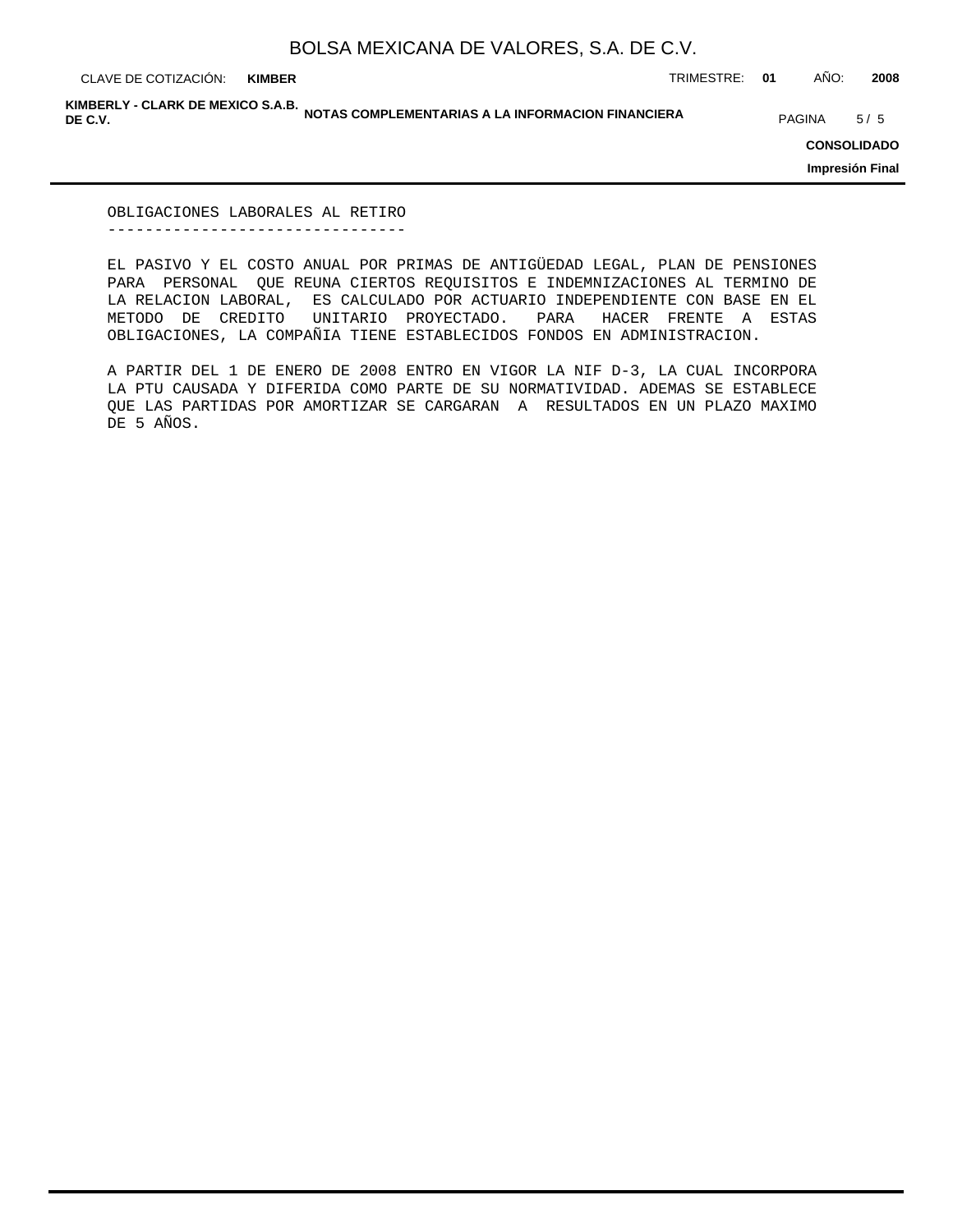## OBLIGACIONES LABORALES AL RETIRO

EL PASIVO Y EL COSTO ANUAL POR PRIMAS DE ANTIGÜEDAD LEGAL, PLAN DE PENSIONES PARA PERSONAL QUE REUNA CIERTOS REQUISITOS E INDEMNIZACIONES AL TERMINO DE LA RELACION LABORAL, ES CALCULADO POR ACTUARIO INDEPENDIENTE CON BASE EN EL METODO DE CREDITO UNITARIO PROYECTADO. PARA HACER FRENTE A ESTAS OBLIGACIONES, LA COMPAÑIA TIENE ESTABLECIDOS FONDOS EN ADMINISTRACION.

A PARTIR DEL 1 DE ENERO DE 2008 ENTRO EN VIGOR LA NIF D-3, LA CUAL INCORPORA LA PTU CAUSADA Y DIFERIDA COMO PARTE DE SU NORMATIVIDAD. ADEMAS SE ESTABLECE QUE LAS PARTIDAS POR AMORTIZAR SE CARGARAN A RESULTADOS EN UN PLAZO MAXIMO DE 5 AÑOS.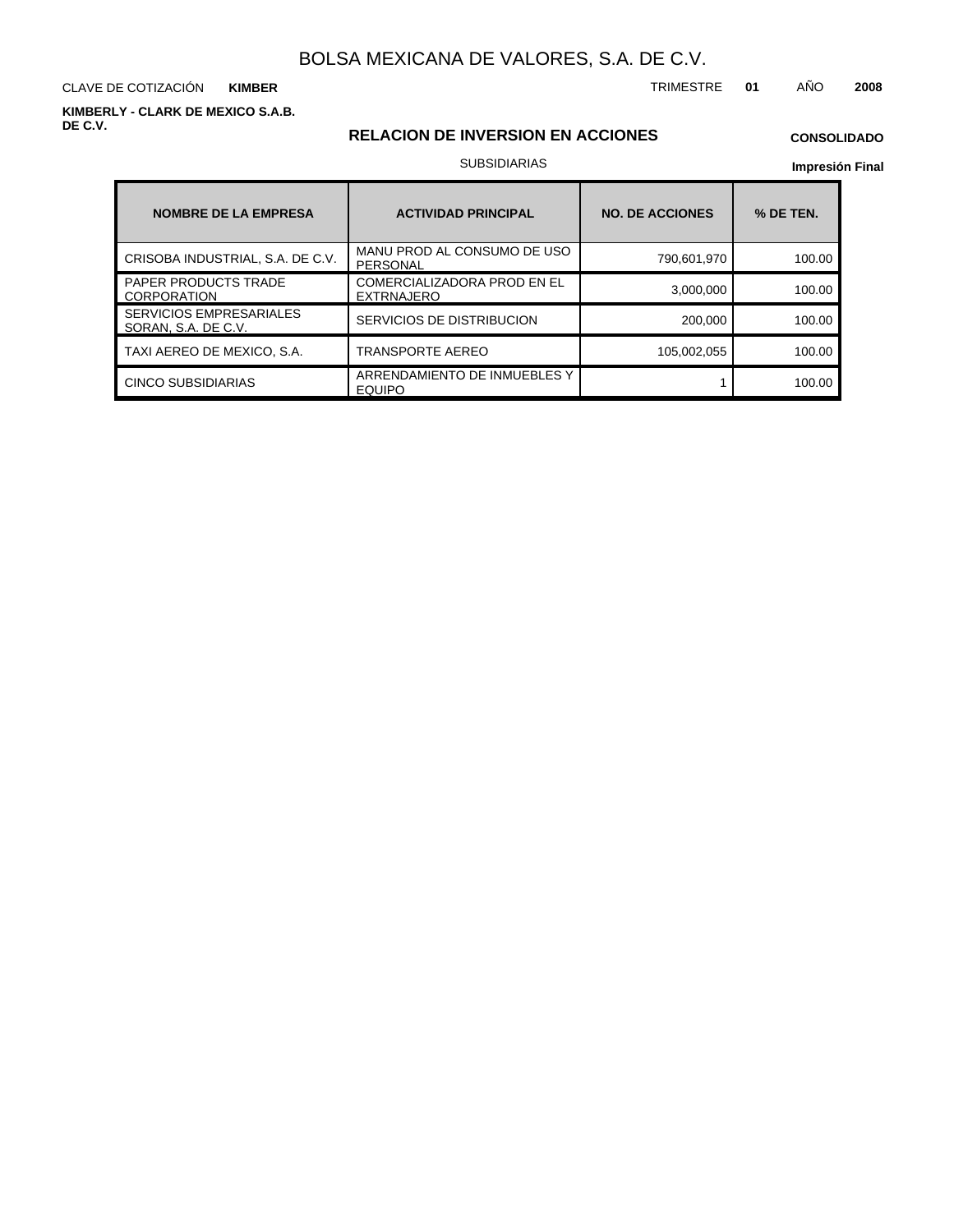# BOLSA MEXICANA DE VALORES, S.A. DE C.V.

CLAVE DE COTIZACIÓN **KIMBER**

TRIMESTRE **01** AÑO **2008**

**KIMBERLY - CLARK DE MEXICO S.A.B. DE C.V.**

## RELACION DE INVERSION EN ACCIONES

**CONSOLIDADO**

SUBSIDIARIAS

**Impresión Final**

| NOMBRE DE LA EMPRESA | ACTIVIDAD PRINCIPAL | NO. DE ACCIONES | % DE TEN. |
|---|---|---|---|
| CRISOBA INDUSTRIAL, S.A. DE C.V. | MANU PROD AL CONSUMO DE USO PERSONAL | 790,601,970 | 100.00 |
| PAPER PRODUCTS TRADE CORPORATION | COMERCIALIZADORA PROD EN EL EXTRNAJERO | 3,000,000 | 100.00 |
| SERVICIOS EMPRESARIALES SORAN, S.A. DE C.V. | SERVICIOS DE DISTRIBUCION | 200,000 | 100.00 |
| TAXI AEREO DE MEXICO, S.A. | TRANSPORTE AEREO | 105,002,055 | 100.00 |
| CINCO SUBSIDIARIAS | ARRENDAMIENTO DE INMUEBLES Y EQUIPO | 1 | 100.00 |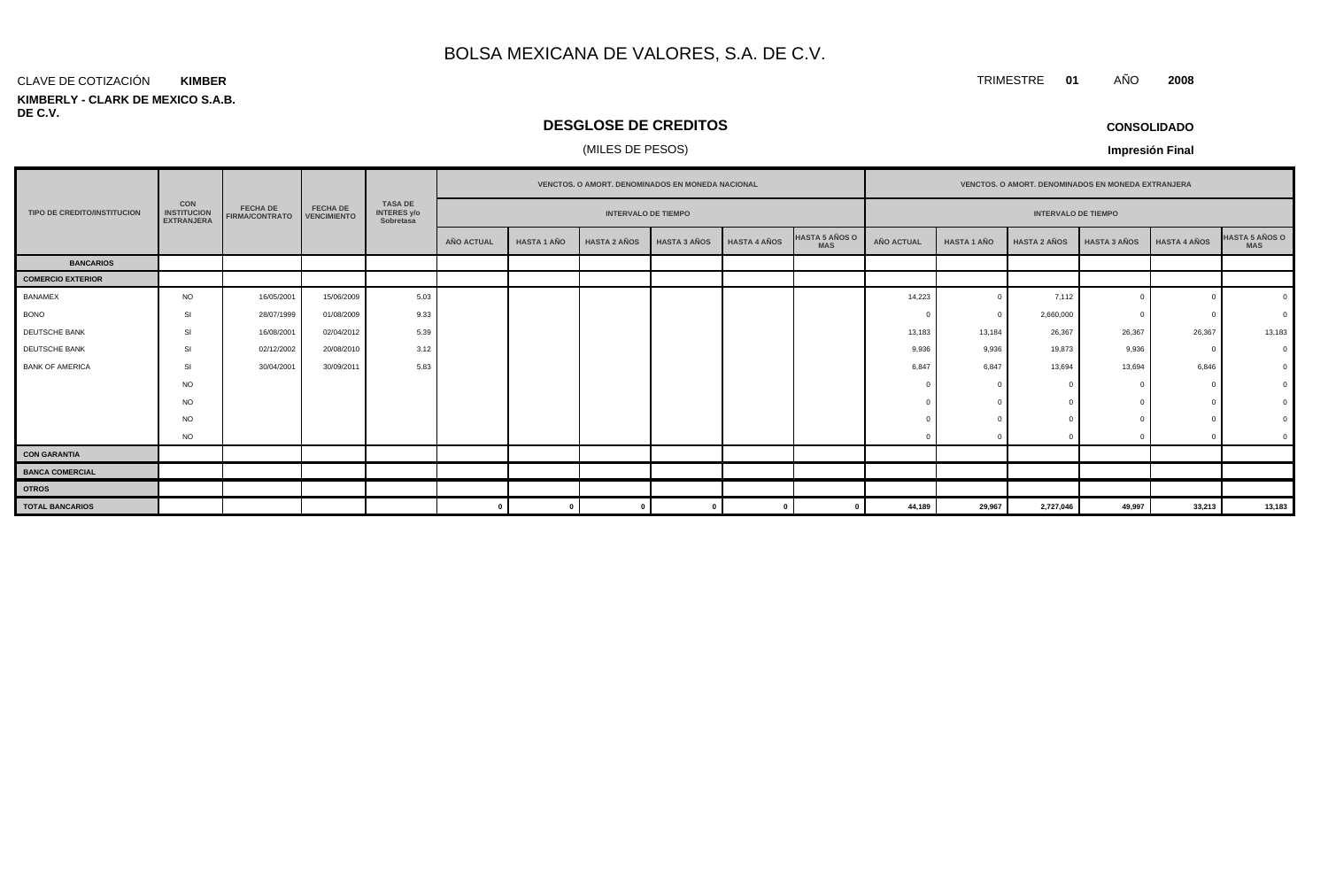# BOLSA MEXICANA DE VALORES, S.A. DE C.V.

CLAVE DE COTIZACIÓN **KIMBER**

TRIMESTRE **01** AÑO **2008**

**KIMBERLY - CLARK DE MEXICO S.A.B. DE C.V.**

## DESGLOSE DE CREDITOS

(MILES DE PESOS)

**CONSOLIDADO**

**Impresión Final**

| TIPO DE CREDITO/INSTITUCION | CON INSTITUCION EXTRANJERA | FECHA DE FIRMA/CONTRATO | FECHA DE VENCIMIENTO | TASA DE INTERES y/o Sobretasa | VENCTOS. O AMORT. DENOMINADOS EN MONEDA NACIONAL | | | | | | VENCTOS. O AMORT. DENOMINADOS EN MONEDA EXTRANJERA | | | | | |
|---|---|---|---|---|---|---|---|---|---|---|---|---|---|---|---|---|
| | | | | | INTERVALO DE TIEMPO | | | | | | INTERVALO DE TIEMPO | | | | | |
| | | | | | AÑO ACTUAL | HASTA 1 AÑO | HASTA 2 AÑOS | HASTA 3 AÑOS | HASTA 4 AÑOS | HASTA 5 AÑOS O MAS | AÑO ACTUAL | HASTA 1 AÑO | HASTA 2 AÑOS | HASTA 3 AÑOS | HASTA 4 AÑOS | HASTA 5 AÑOS O MAS |
| **BANCARIOS** | | | | | | | | | | | | | | | | |
| **COMERCIO EXTERIOR** | | | | | | | | | | | | | | | | |
| BANAMEX | NO | 16/05/2001 | 15/06/2009 | 5.03 | | | | | | | 14,223 | 0 | 7,112 | 0 | 0 | 0 |
| BONO | SI | 28/07/1999 | 01/08/2009 | 9.33 | | | | | | | 0 | 0 | 2,660,000 | 0 | 0 | 0 |
| DEUTSCHE BANK | SI | 16/08/2001 | 02/04/2012 | 5.39 | | | | | | | 13,183 | 13,184 | 26,367 | 26,367 | 26,367 | 13,183 |
| DEUTSCHE BANK | SI | 02/12/2002 | 20/08/2010 | 3.12 | | | | | | | 9,936 | 9,936 | 19,873 | 9,936 | 0 | 0 |
| BANK OF AMERICA | SI | 30/04/2001 | 30/09/2011 | 5.83 | | | | | | | 6,847 | 6,847 | 13,694 | 13,694 | 6,846 | 0 |
| | NO | | | | | | | | | | 0 | 0 | 0 | 0 | 0 | 0 |
| | NO | | | | | | | | | | 0 | 0 | 0 | 0 | 0 | 0 |
| | NO | | | | | | | | | | 0 | 0 | 0 | 0 | 0 | 0 |
| | NO | | | | | | | | | | 0 | 0 | 0 | 0 | 0 | 0 |
| **CON GARANTIA** | | | | | | | | | | | | | | | | |
| **BANCA COMERCIAL** | | | | | | | | | | | | | | | | |
| **OTROS** | | | | | | | | | | | | | | | | |
| **TOTAL BANCARIOS** | | | | | **0** | **0** | **0** | **0** | **0** | **0** | **44,189** | **29,967** | **2,727,046** | **49,997** | **33,213** | **13,183** |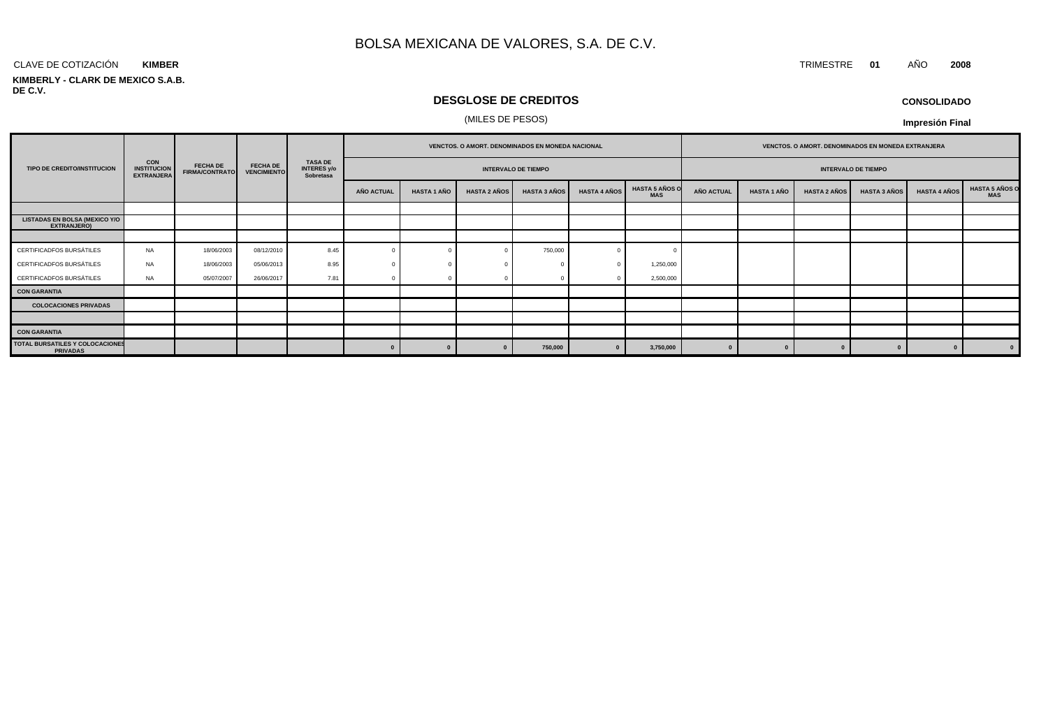# BOLSA MEXICANA DE VALORES, S.A. DE C.V.

CLAVE DE COTIZACIÓN **KIMBER**

TRIMESTRE **01** AÑO **2008**

**KIMBERLY - CLARK DE MEXICO S.A.B. DE C.V.**

## DESGLOSE DE CREDITOS

(MILES DE PESOS)

**CONSOLIDADO**

**Impresión Final**

| TIPO DE CREDITO/INSTITUCION | CON INSTITUCION EXTRANJERA | FECHA DE FIRMA/CONTRATO | FECHA DE VENCIMIENTO | TASA DE INTERES y/o Sobretasa | VENCTOS. O AMORT. DENOMINADOS EN MONEDA NACIONAL | | | | | | VENCTOS. O AMORT. DENOMINADOS EN MONEDA EXTRANJERA | | | | | |
|---|---|---|---|---|---|---|---|---|---|---|---|---|---|---|---|---|
| | | | | | INTERVALO DE TIEMPO | | | | | | INTERVALO DE TIEMPO | | | | | |
| | | | | | AÑO ACTUAL | HASTA 1 AÑO | HASTA 2 AÑOS | HASTA 3 AÑOS | HASTA 4 AÑOS | HASTA 5 AÑOS O MAS | AÑO ACTUAL | HASTA 1 AÑO | HASTA 2 AÑOS | HASTA 3 AÑOS | HASTA 4 AÑOS | HASTA 5 AÑOS O MAS |
| | | | | | | | | | | | | | | | | |
| **LISTADAS EN BOLSA (MEXICO Y/O EXTRANJERO)** | | | | | | | | | | | | | | | | |
| | | | | | | | | | | | | | | | | |
| CERTIFICADFOS BURSÁTILES | NA | 18/06/2003 | 08/12/2010 | 8.45 | 0 | 0 | 0 | 750,000 | 0 | 0 | | | | | | |
| CERTIFICADFOS BURSÁTILES | NA | 18/06/2003 | 05/06/2013 | 8.95 | 0 | 0 | 0 | 0 | 0 | 1,250,000 | | | | | | |
| CERTIFICADFOS BURSÁTILES | NA | 05/07/2007 | 26/06/2017 | 7.81 | 0 | 0 | 0 | 0 | 0 | 2,500,000 | | | | | | |
| **CON GARANTIA** | | | | | | | | | | | | | | | | |
| **COLOCACIONES PRIVADAS** | | | | | | | | | | | | | | | | |
| | | | | | | | | | | | | | | | | |
| **CON GARANTIA** | | | | | | | | | | | | | | | | |
| **TOTAL BURSATILES Y COLOCACIONES PRIVADAS** | | | | | **0** | **0** | **0** | **750,000** | **0** | **3,750,000** | **0** | **0** | **0** | **0** | **0** | **0** |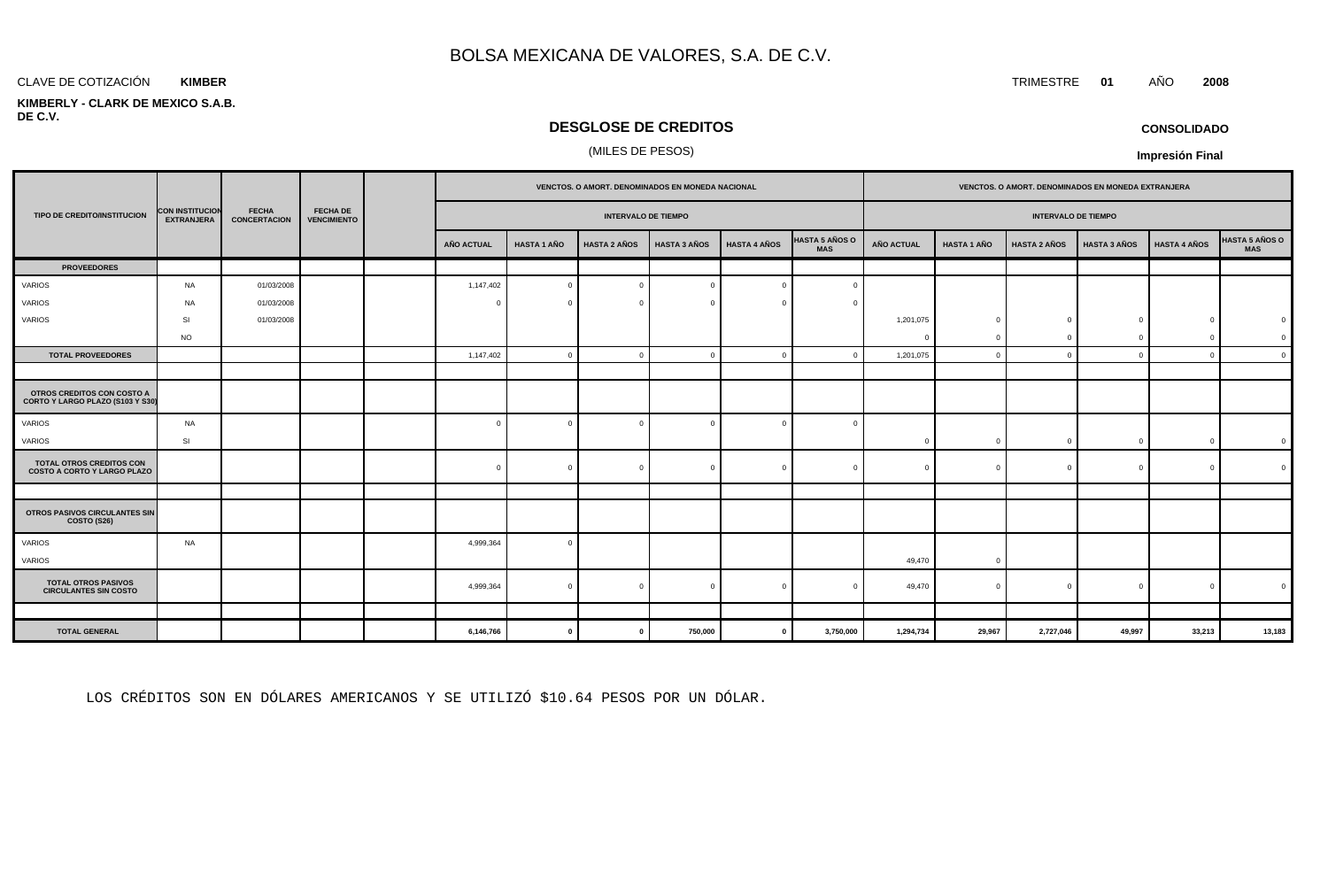# BOLSA MEXICANA DE VALORES, S.A. DE C.V.

CLAVE DE COTIZACIÓN **KIMBER**

TRIMESTRE **01** AÑO **2008**

**KIMBERLY - CLARK DE MEXICO S.A.B. DE C.V.**

## DESGLOSE DE CREDITOS

(MILES DE PESOS)

**CONSOLIDADO**

**Impresión Final**

| TIPO DE CREDITO/INSTITUCION | CON INSTITUCION EXTRANJERA | FECHA CONCERTACION | FECHA DE VENCIMIENTO | | VENCTOS. O AMORT. DENOMINADOS EN MONEDA NACIONAL | | | | | | VENCTOS. O AMORT. DENOMINADOS EN MONEDA EXTRANJERA | | | | | |
|---|---|---|---|---|---|---|---|---|---|---|---|---|---|---|---|---|
| | | | | | INTERVALO DE TIEMPO | | | | | | INTERVALO DE TIEMPO | | | | | |
| | | | | | AÑO ACTUAL | HASTA 1 AÑO | HASTA 2 AÑOS | HASTA 3 AÑOS | HASTA 4 AÑOS | HASTA 5 AÑOS O MAS | AÑO ACTUAL | HASTA 1 AÑO | HASTA 2 AÑOS | HASTA 3 AÑOS | HASTA 4 AÑOS | HASTA 5 AÑOS O MAS |
| **PROVEEDORES** | | | | | | | | | | | | | | | | |
| VARIOS | NA | 01/03/2008 | | | 1,147,402 | 0 | 0 | 0 | 0 | 0 | | | | | | |
| VARIOS | NA | 01/03/2008 | | | 0 | 0 | 0 | 0 | 0 | 0 | | | | | | |
| VARIOS | SI | 01/03/2008 | | | | | | | | | 1,201,075 | 0 | 0 | 0 | 0 | 0 |
| | NO | | | | | | | | | | 0 | 0 | 0 | 0 | 0 | 0 |
| **TOTAL PROVEEDORES** | | | | | 1,147,402 | 0 | 0 | 0 | 0 | 0 | 1,201,075 | 0 | 0 | 0 | 0 | 0 |
| | | | | | | | | | | | | | | | | |
| **OTROS CREDITOS CON COSTO A CORTO Y LARGO PLAZO (S103 Y S30)** | | | | | | | | | | | | | | | | |
| VARIOS | NA | | | | 0 | 0 | 0 | 0 | 0 | 0 | | | | | | |
| VARIOS | SI | | | | | | | | | | 0 | 0 | 0 | 0 | 0 | 0 |
| **TOTAL OTROS CREDITOS CON COSTO A CORTO Y LARGO PLAZO** | | | | | 0 | 0 | 0 | 0 | 0 | 0 | 0 | 0 | 0 | 0 | 0 | 0 |
| | | | | | | | | | | | | | | | | |
| **OTROS PASIVOS CIRCULANTES SIN COSTO (S26)** | | | | | | | | | | | | | | | | |
| VARIOS | NA | | | | 4,999,364 | 0 | | | | | | | | | | |
| VARIOS | | | | | | | | | | | 49,470 | 0 | | | | |
| **TOTAL OTROS PASIVOS CIRCULANTES SIN COSTO** | | | | | 4,999,364 | 0 | 0 | 0 | 0 | 0 | 49,470 | 0 | 0 | 0 | 0 | 0 |
| | | | | | | | | | | | | | | | | |
| **TOTAL GENERAL** | | | | | **6,146,766** | **0** | **0** | **750,000** | **0** | **3,750,000** | **1,294,734** | **29,967** | **2,727,046** | **49,997** | **33,213** | **13,183** |

LOS CRÉDITOS SON EN DÓLARES AMERICANOS Y SE UTILIZÓ $10.64 PESOS POR UN DÓLAR.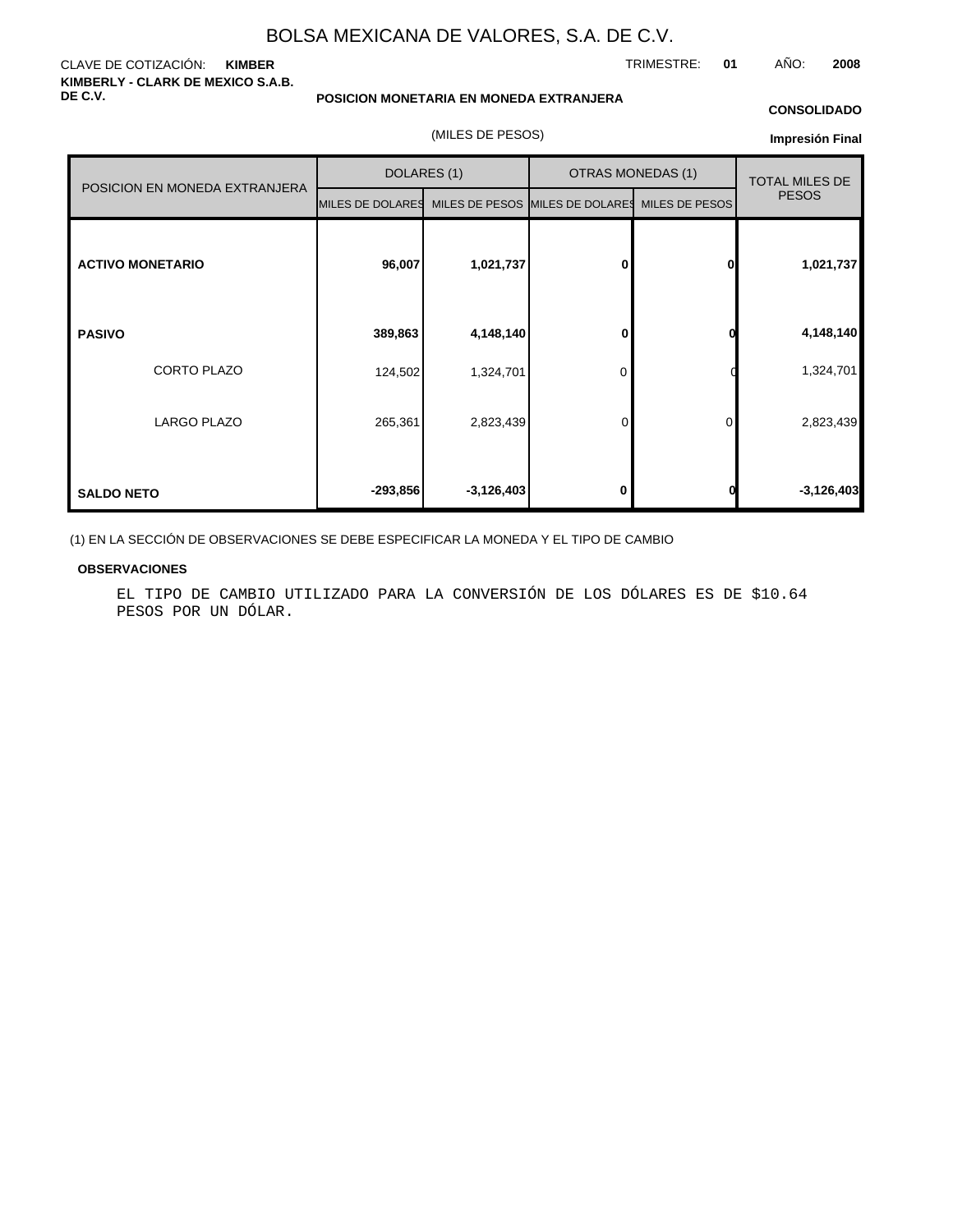BOLSA MEXICANA DE VALORES, S.A. DE C.V.

CLAVE DE COTIZACIÓN: **KIMBER**

TRIMESTRE: **01** AÑO: **2008**

**KIMBERLY - CLARK DE MEXICO S.A.B. DE C.V.**

**POSICION MONETARIA EN MONEDA EXTRANJERA**

**CONSOLIDADO**

(MILES DE PESOS)

**Impresión Final**

| POSICION EN MONEDA EXTRANJERA | DOLARES (1) | | OTRAS MONEDAS (1) | | TOTAL MILES DE PESOS |
|---|---|---|---|---|---|
| | MILES DE DOLARES | MILES DE PESOS | MILES DE DOLARES | MILES DE PESOS | |
| **ACTIVO MONETARIO** | **96,007** | **1,021,737** | **0** | **0** | **1,021,737** |
| **PASIVO** | **389,863** | **4,148,140** | **0** | **0** | **4,148,140** |
| CORTO PLAZO | 124,502 | 1,324,701 | 0 | 0 | 1,324,701 |
| LARGO PLAZO | 265,361 | 2,823,439 | 0 | 0 | 2,823,439 |
| **SALDO NETO** | **-293,856** | **-3,126,403** | **0** | **0** | **-3,126,403** |

(1) EN LA SECCIÓN DE OBSERVACIONES SE DEBE ESPECIFICAR LA MONEDA Y EL TIPO DE CAMBIO

**OBSERVACIONES**

EL TIPO DE CAMBIO UTILIZADO PARA LA CONVERSIÓN DE LOS DÓLARES ES DE $10.64 PESOS POR UN DÓLAR.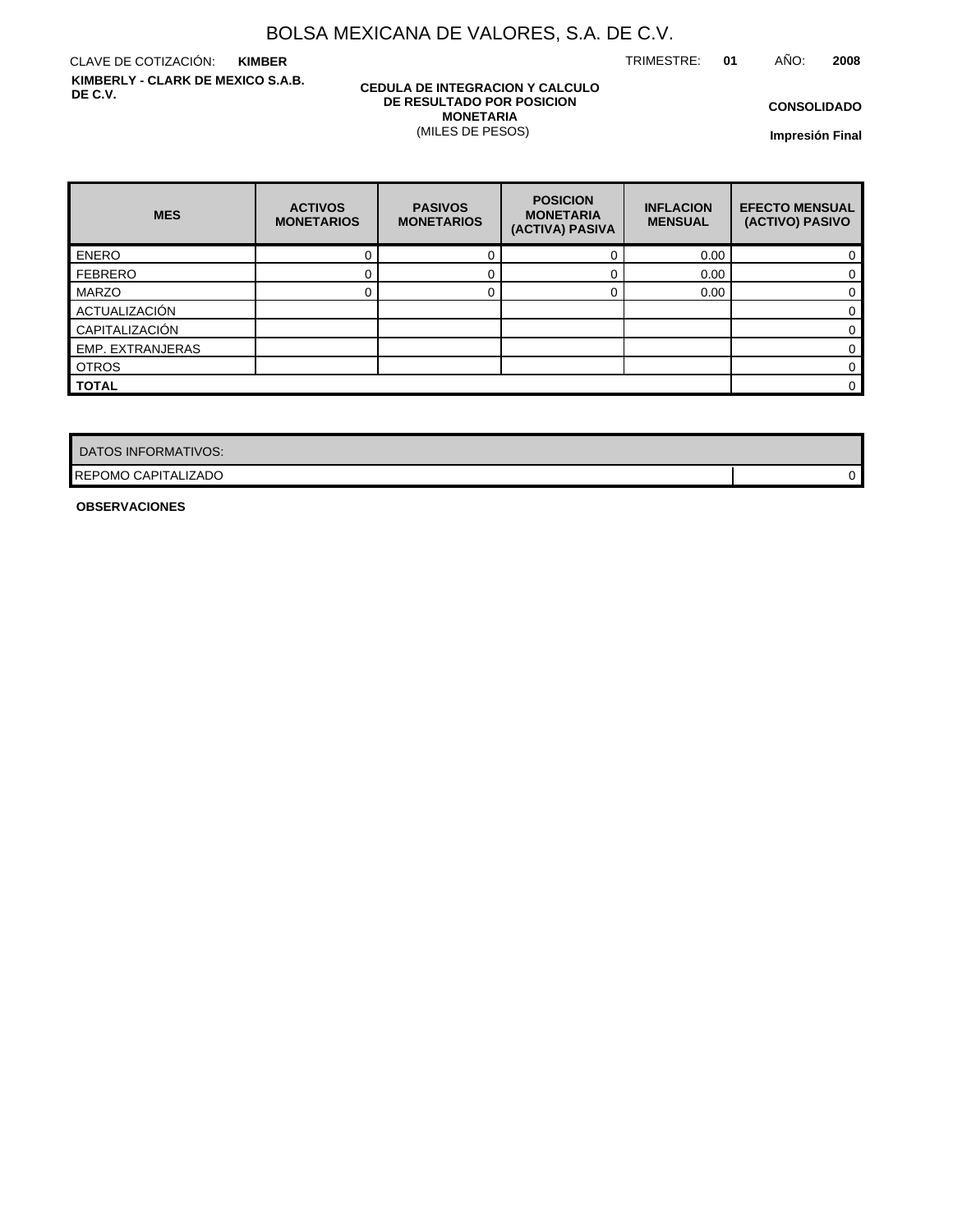# BOLSA MEXICANA DE VALORES, S.A. DE C.V.

CLAVE DE COTIZACIÓN: **KIMBER**

TRIMESTRE: **01** AÑO: **2008**

**KIMBERLY - CLARK DE MEXICO S.A.B. DE C.V.**

**CEDULA DE INTEGRACION Y CALCULO DE RESULTADO POR POSICION MONETARIA**
(MILES DE PESOS)

**CONSOLIDADO**

**Impresión Final**

| MES | ACTIVOS MONETARIOS | PASIVOS MONETARIOS | POSICION MONETARIA (ACTIVA) PASIVA | INFLACION MENSUAL | EFECTO MENSUAL (ACTIVO) PASIVO |
|---|---|---|---|---|---|
| ENERO | 0 | 0 | 0 | 0.00 | 0 |
| FEBRERO | 0 | 0 | 0 | 0.00 | 0 |
| MARZO | 0 | 0 | 0 | 0.00 | 0 |
| ACTUALIZACIÓN | | | | | 0 |
| CAPITALIZACIÓN | | | | | 0 |
| EMP. EXTRANJERAS | | | | | 0 |
| OTROS | | | | | 0 |
| **TOTAL** | | | | | 0 |

| DATOS INFORMATIVOS: | |
|---|---|
| REPOMO CAPITALIZADO | 0 |

**OBSERVACIONES**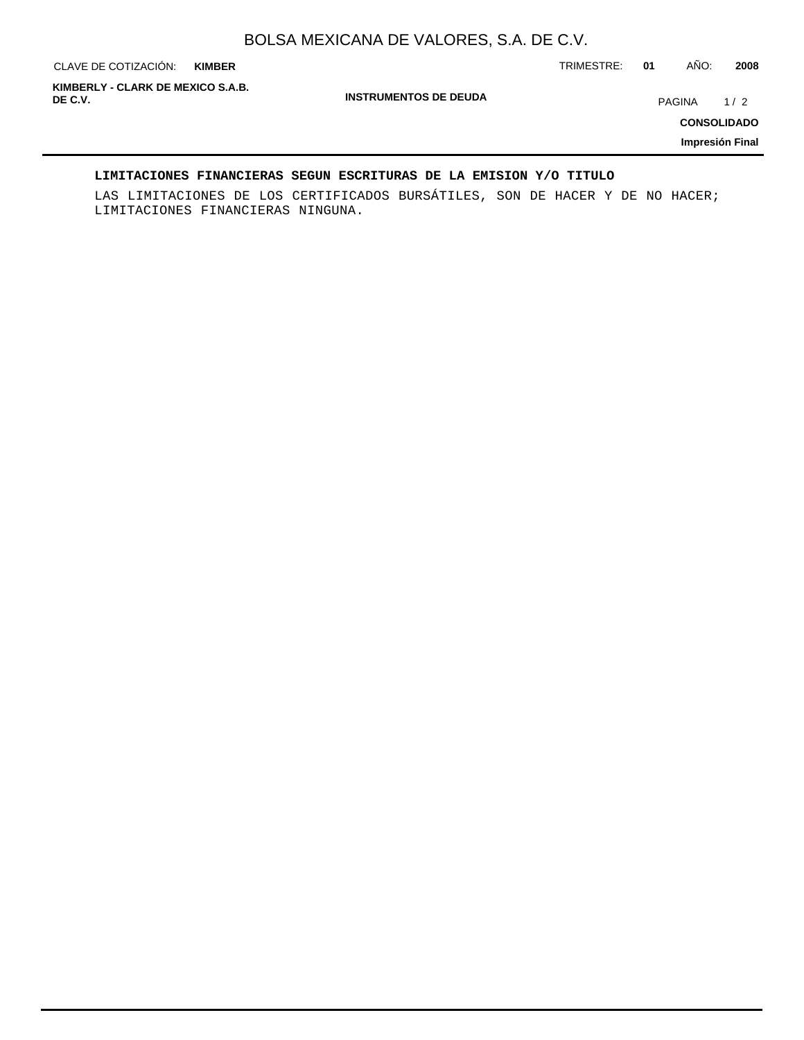## LIMITACIONES FINANCIERAS SEGUN ESCRITURAS DE LA EMISION Y/O TITULO

LAS LIMITACIONES DE LOS CERTIFICADOS BURSÁTILES, SON DE HACER Y DE NO HACER; LIMITACIONES FINANCIERAS NINGUNA.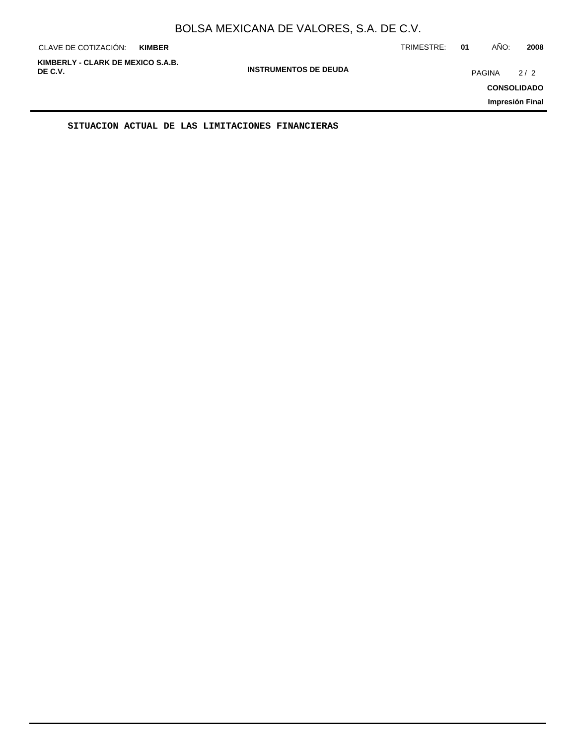SITUACION ACTUAL DE LAS LIMITACIONES FINANCIERAS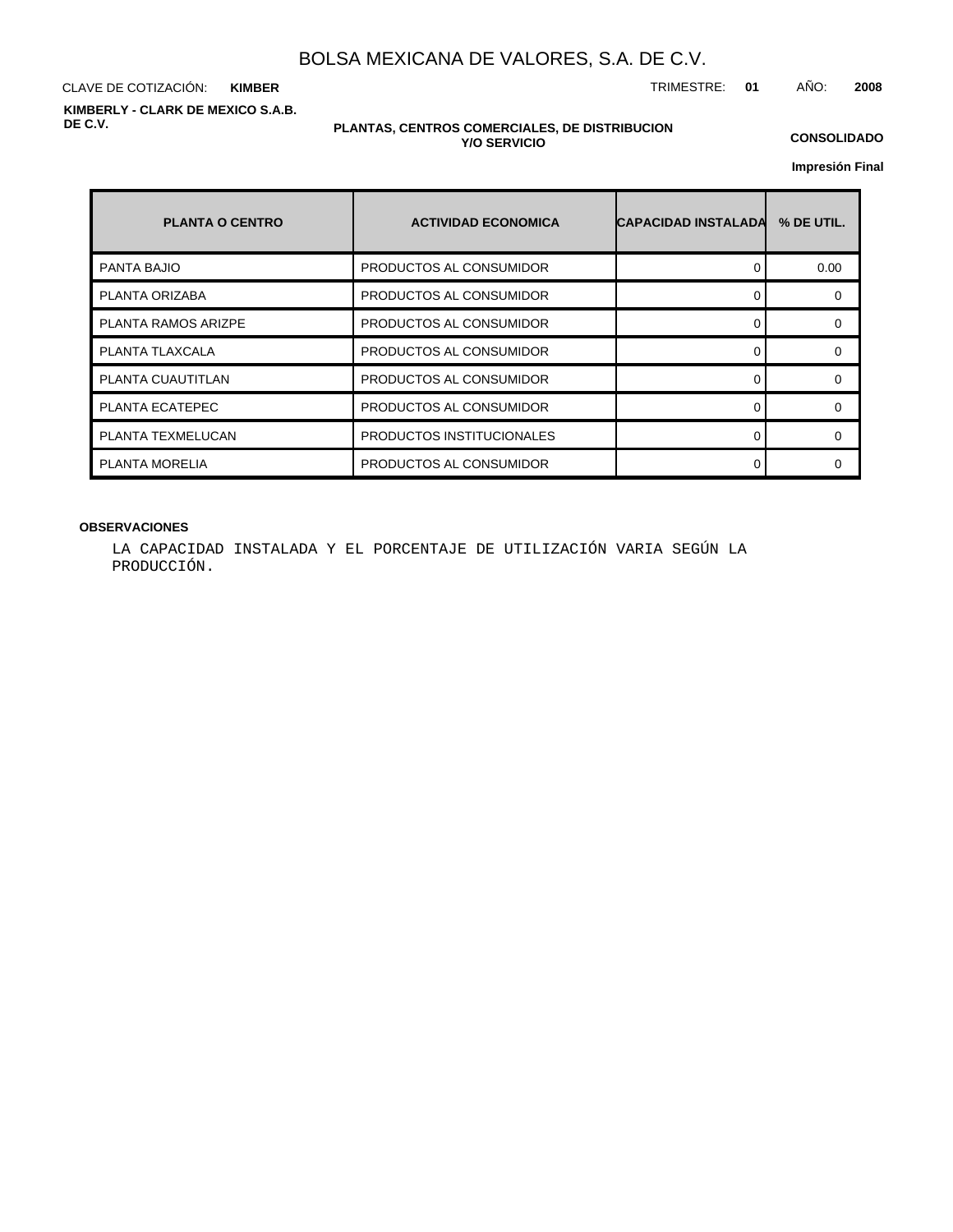# BOLSA MEXICANA DE VALORES, S.A. DE C.V.

CLAVE DE COTIZACIÓN: **KIMBER**

TRIMESTRE: **01** AÑO: **2008**

**KIMBERLY - CLARK DE MEXICO S.A.B. DE C.V.**

**PLANTAS, CENTROS COMERCIALES, DE DISTRIBUCION Y/O SERVICIO**

**CONSOLIDADO**

**Impresión Final**

| PLANTA O CENTRO | ACTIVIDAD ECONOMICA | CAPACIDAD INSTALADA | % DE UTIL. |
|---|---|---|---|
| PANTA BAJIO | PRODUCTOS AL CONSUMIDOR | 0 | 0.00 |
| PLANTA ORIZABA | PRODUCTOS AL CONSUMIDOR | 0 | 0 |
| PLANTA RAMOS ARIZPE | PRODUCTOS AL CONSUMIDOR | 0 | 0 |
| PLANTA TLAXCALA | PRODUCTOS AL CONSUMIDOR | 0 | 0 |
| PLANTA CUAUTITLAN | PRODUCTOS AL CONSUMIDOR | 0 | 0 |
| PLANTA ECATEPEC | PRODUCTOS AL CONSUMIDOR | 0 | 0 |
| PLANTA TEXMELUCAN | PRODUCTOS INSTITUCIONALES | 0 | 0 |
| PLANTA MORELIA | PRODUCTOS AL CONSUMIDOR | 0 | 0 |

**OBSERVACIONES**

LA CAPACIDAD INSTALADA Y EL PORCENTAJE DE UTILIZACIÓN VARIA SEGÚN LA PRODUCCIÓN.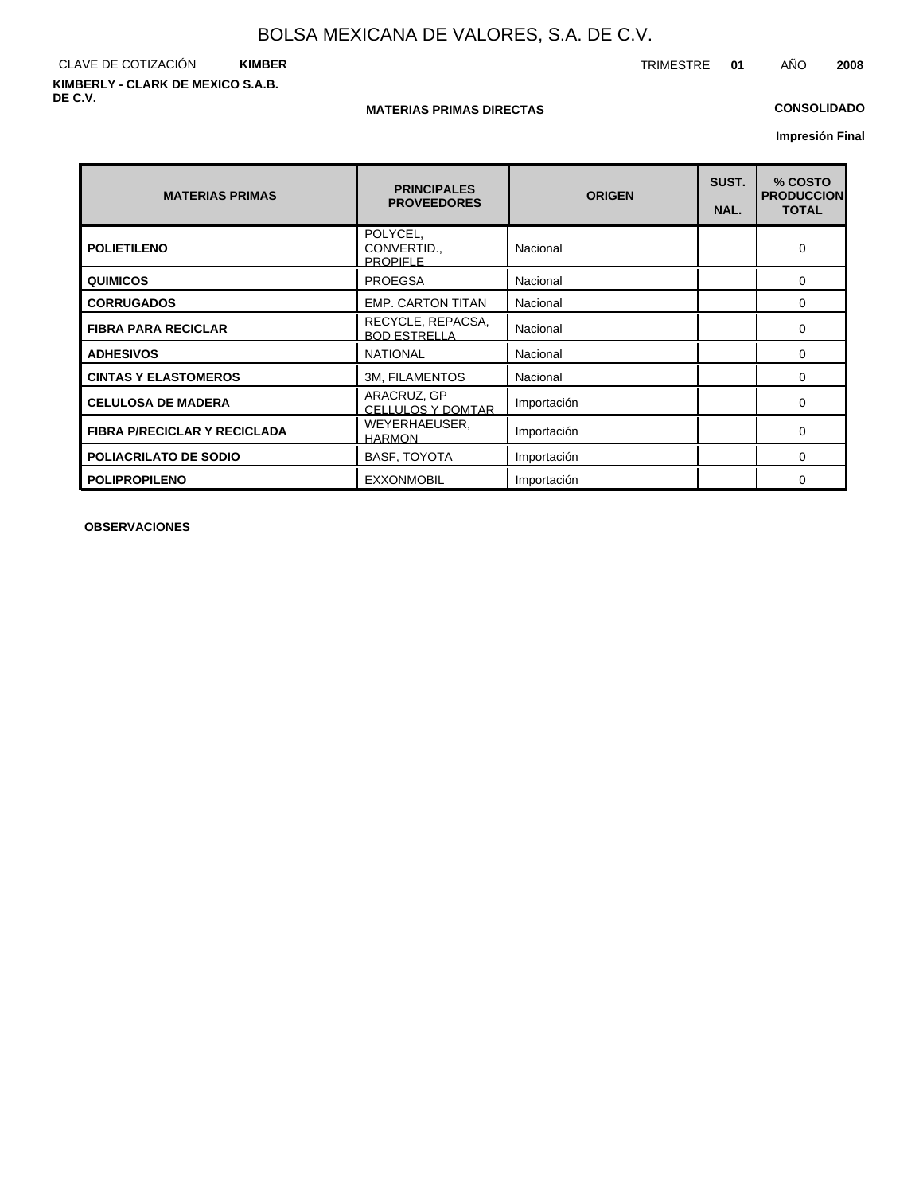# BOLSA MEXICANA DE VALORES, S.A. DE C.V.

CLAVE DE COTIZACIÓN **KIMBER** TRIMESTRE **01** AÑO **2008**

**KIMBERLY - CLARK DE MEXICO S.A.B. DE C.V.**

**MATERIAS PRIMAS DIRECTAS**

**CONSOLIDADO**

**Impresión Final**

| MATERIAS PRIMAS | PRINCIPALES PROVEEDORES | ORIGEN | SUST. NAL. | % COSTO PRODUCCION TOTAL |
|---|---|---|---|---|
| **POLIETILENO** | POLYCEL, CONVERTID., PROPIFLE | Nacional | | 0 |
| **QUIMICOS** | PROEGSA | Nacional | | 0 |
| **CORRUGADOS** | EMP. CARTON TITAN | Nacional | | 0 |
| **FIBRA PARA RECICLAR** | RECYCLE, REPACSA, BOD ESTRELLA | Nacional | | 0 |
| **ADHESIVOS** | NATIONAL | Nacional | | 0 |
| **CINTAS Y ELASTOMEROS** | 3M, FILAMENTOS | Nacional | | 0 |
| **CELULOSA DE MADERA** | ARACRUZ, GP CELLULOS Y DOMTAR | Importación | | 0 |
| **FIBRA P/RECICLAR Y RECICLADA** | WEYERHAEUSER, HARMON | Importación | | 0 |
| **POLIACRILATO DE SODIO** | BASF, TOYOTA | Importación | | 0 |
| **POLIPROPILENO** | EXXONMOBIL | Importación | | 0 |

**OBSERVACIONES**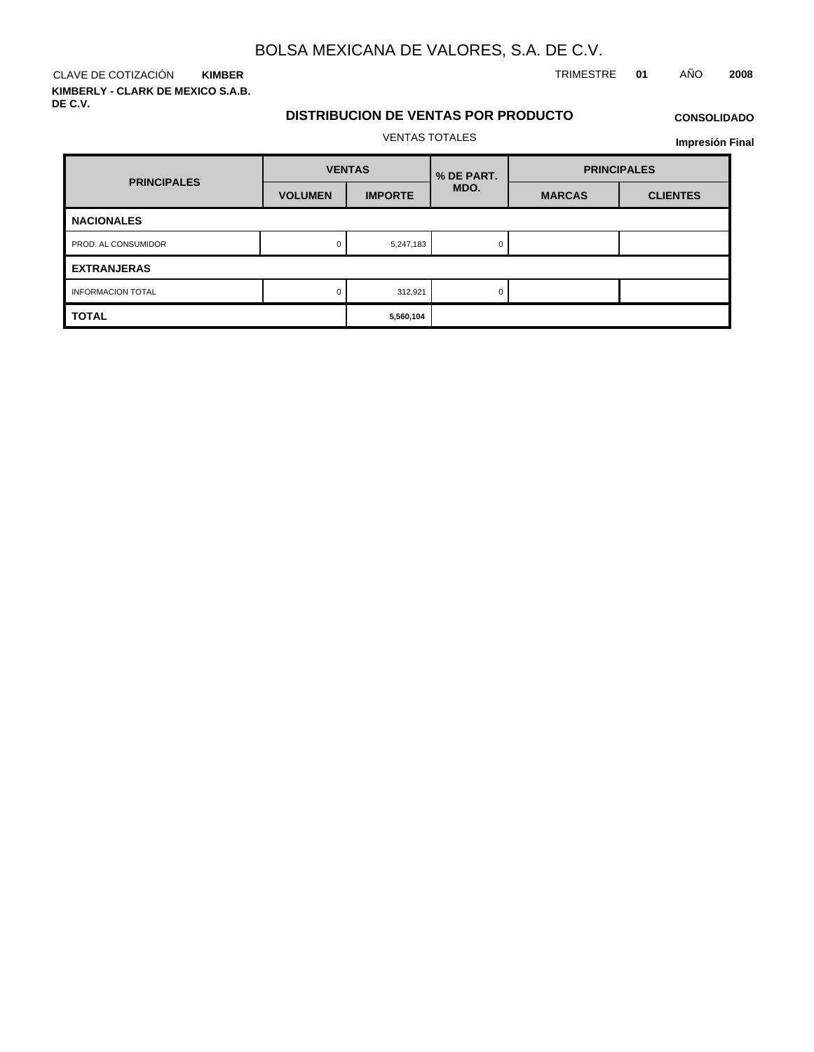# BOLSA MEXICANA DE VALORES, S.A. DE C.V.

CLAVE DE COTIZACIÓN **KIMBER**

TRIMESTRE **01** AÑO **2008**

**KIMBERLY - CLARK DE MEXICO S.A.B. DE C.V.**

## DISTRIBUCION DE VENTAS POR PRODUCTO

**CONSOLIDADO**

VENTAS TOTALES

**Impresión Final**

| PRINCIPALES | VENTAS | | % DE PART. MDO. | PRINCIPALES | |
|---|---|---|---|---|---|
| | VOLUMEN | IMPORTE | | MARCAS | CLIENTES |
| **NACIONALES** | | | | | |
| PROD. AL CONSUMIDOR | 0 | 5,247,183 | 0 | | |
| **EXTRANJERAS** | | | | | |
| INFORMACION TOTAL | 0 | 312,921 | 0 | | |
| **TOTAL** | | **5,560,104** | | | |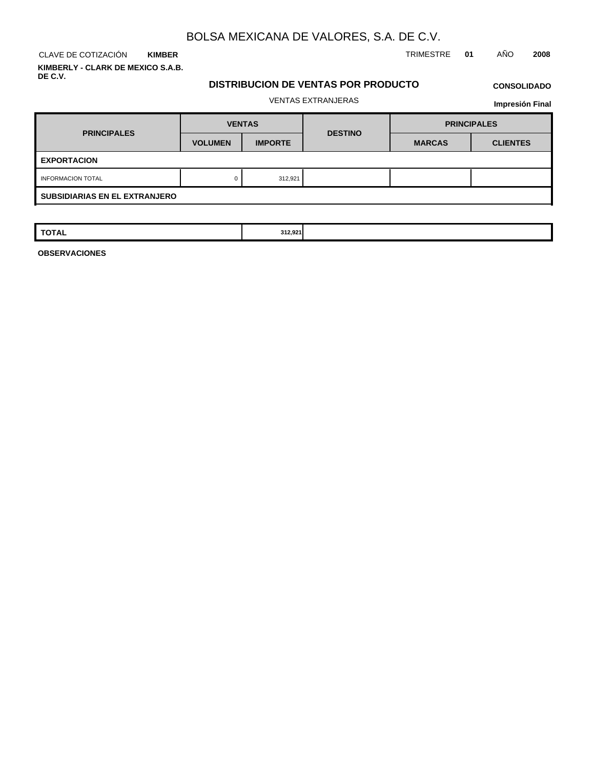# BOLSA MEXICANA DE VALORES, S.A. DE C.V.

CLAVE DE COTIZACIÓN **KIMBER** TRIMESTRE **01** AÑO **2008**

**KIMBERLY - CLARK DE MEXICO S.A.B. DE C.V.**

## DISTRIBUCION DE VENTAS POR PRODUCTO

**CONSOLIDADO**

VENTAS EXTRANJERAS

**Impresión Final**

| PRINCIPALES | VENTAS | | DESTINO | PRINCIPALES | |
|---|---|---|---|---|---|
| | VOLUMEN | IMPORTE | | MARCAS | CLIENTES |
| **EXPORTACION** | | | | | |
| INFORMACION TOTAL | 0 | 312,921 | | | |
| **SUBSIDIARIAS EN EL EXTRANJERO** | | | | | |
| **TOTAL** | | **312,921** | | | |

**OBSERVACIONES**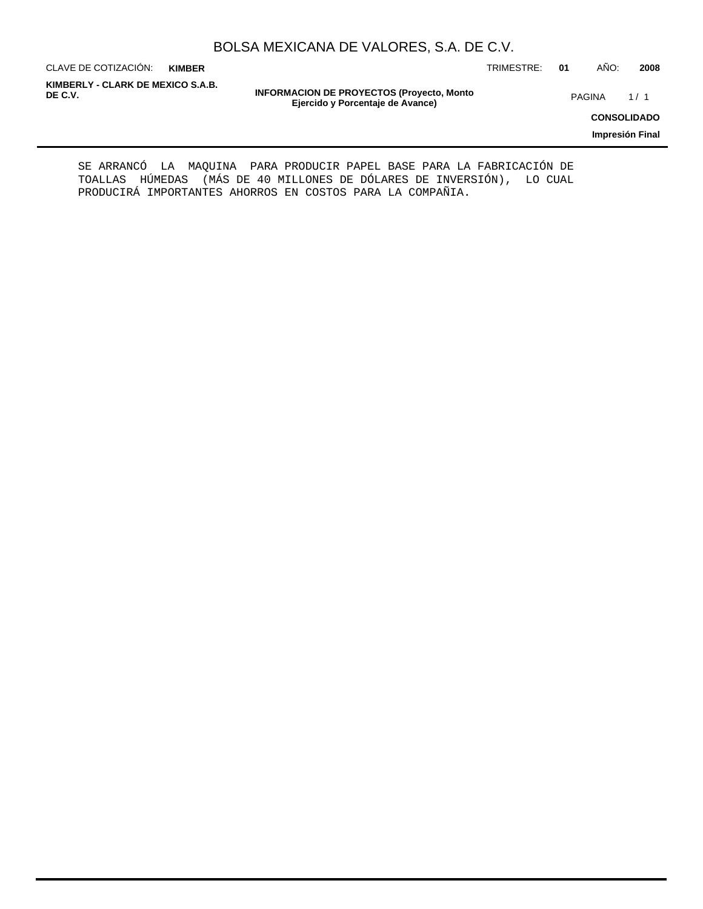SE ARRANCÓ LA MAQUINA PARA PRODUCIR PAPEL BASE PARA LA FABRICACIÓN DE TOALLAS HÚMEDAS (MÁS DE 40 MILLONES DE DÓLARES DE INVERSIÓN), LO CUAL PRODUCIRÁ IMPORTANTES AHORROS EN COSTOS PARA LA COMPAÑIA.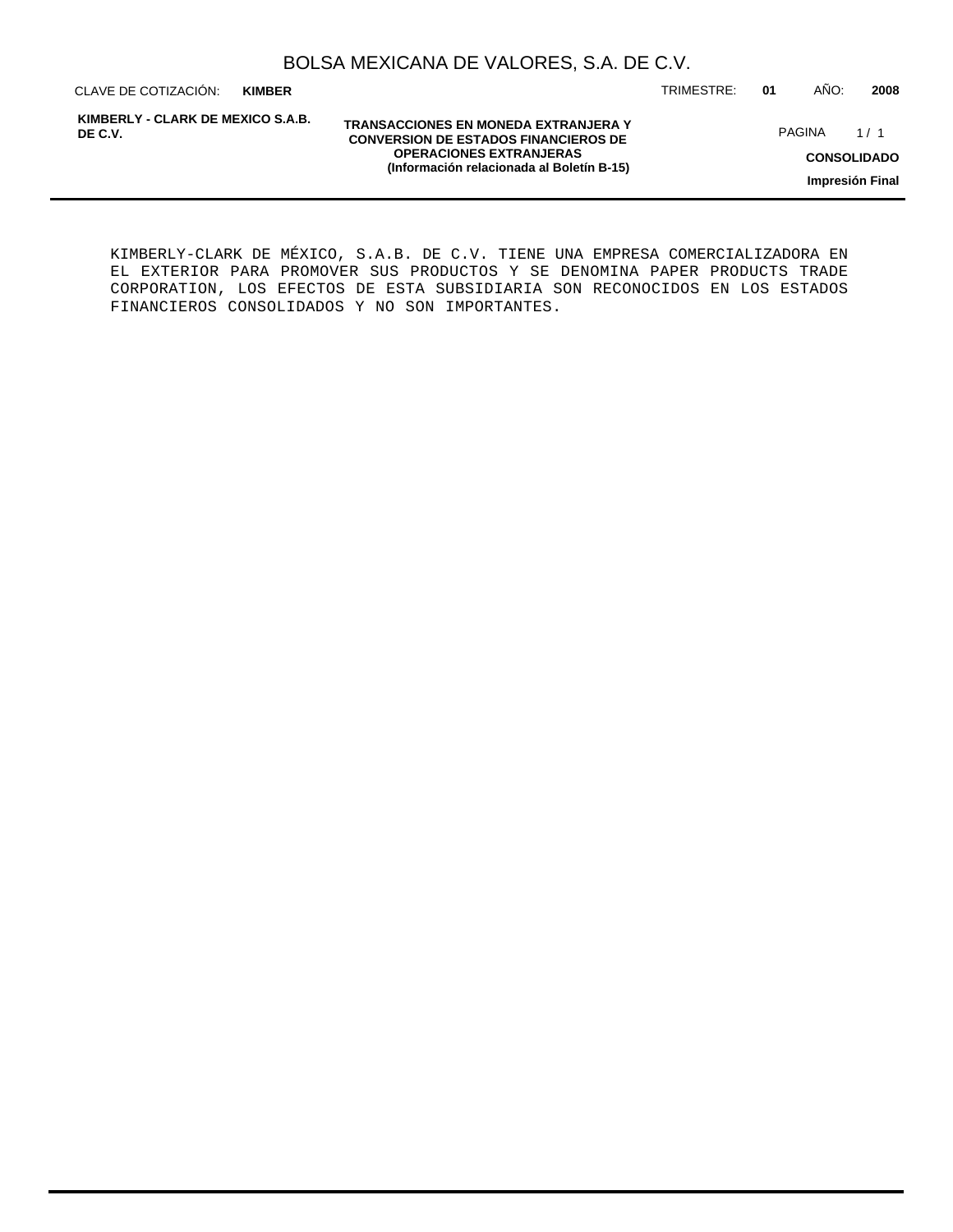## TRANSACCIONES EN MONEDA EXTRANJERA Y CONVERSION DE ESTADOS FINANCIEROS DE OPERACIONES EXTRANJERAS
### (Información relacionada al Boletín B-15)

KIMBERLY-CLARK DE MÉXICO, S.A.B. DE C.V. TIENE UNA EMPRESA COMERCIALIZADORA EN EL EXTERIOR PARA PROMOVER SUS PRODUCTOS Y SE DENOMINA PAPER PRODUCTS TRADE CORPORATION, LOS EFECTOS DE ESTA SUBSIDIARIA SON RECONOCIDOS EN LOS ESTADOS FINANCIEROS CONSOLIDADOS Y NO SON IMPORTANTES.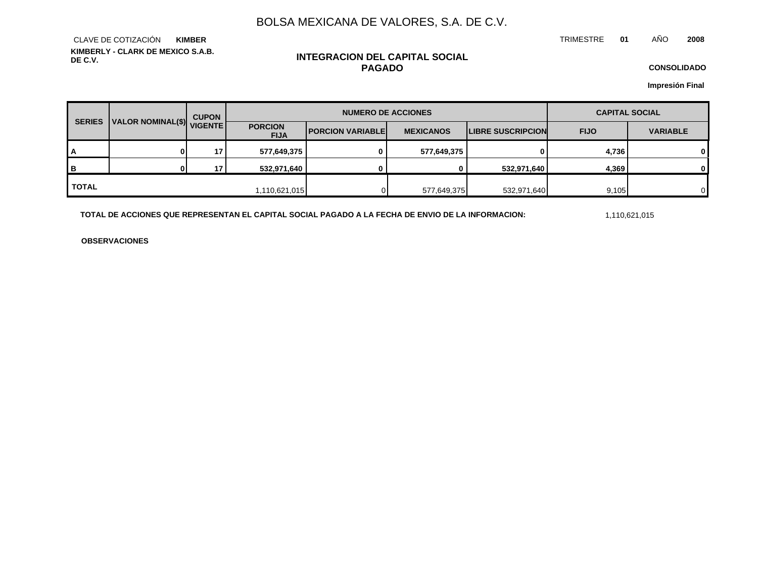# BOLSA MEXICANA DE VALORES, S.A. DE C.V.

CLAVE DE COTIZACIÓN **KIMBER** TRIMESTRE **01** AÑO **2008**

**KIMBERLY - CLARK DE MEXICO S.A.B. DE C.V.**

## INTEGRACION DEL CAPITAL SOCIAL PAGADO

**CONSOLIDADO**

**Impresión Final**

| SERIES | VALOR NOMINAL($) | CUPON VIGENTE | NUMERO DE ACCIONES | | | | CAPITAL SOCIAL | |
|---|---|---|---|---|---|---|---|---|
| | | | PORCION FIJA | PORCION VARIABLE | MEXICANOS | LIBRE SUSCRIPCION | FIJO | VARIABLE |
| **A** | **0** | **17** | **577,649,375** | **0** | **577,649,375** | **0** | **4,736** | **0** |
| **B** | **0** | **17** | **532,971,640** | **0** | **0** | **532,971,640** | **4,369** | **0** |
| **TOTAL** | | | 1,110,621,015 | 0 | 577,649,375 | 532,971,640 | 9,105 | 0 |

**TOTAL DE ACCIONES QUE REPRESENTAN EL CAPITAL SOCIAL PAGADO A LA FECHA DE ENVIO DE LA INFORMACION:** 1,110,621,015

**OBSERVACIONES**